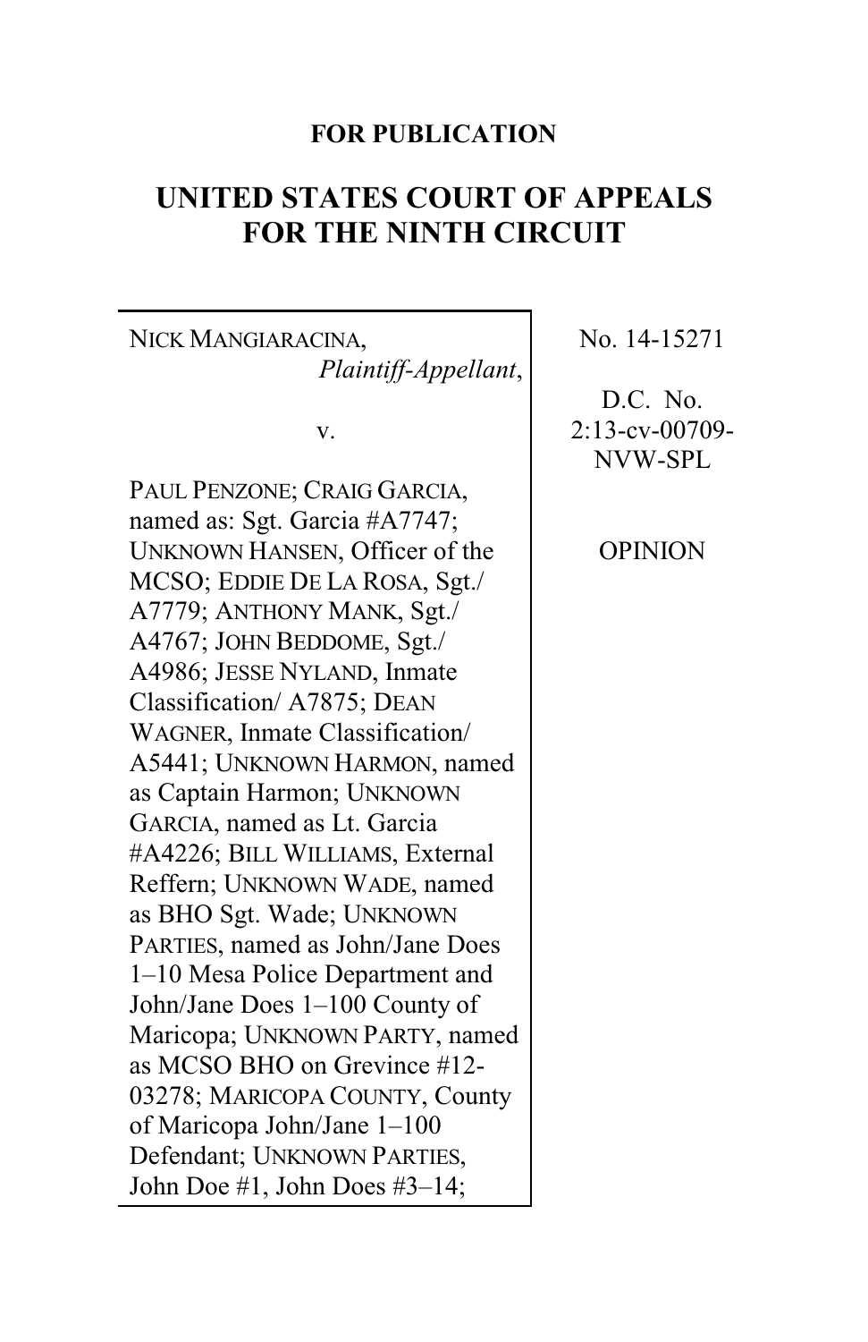**FOR PUBLICATION**

# UNITED STATES COURT OF APPEALS FOR THE NINTH CIRCUIT

| | |
|---|---|
| NICK MANGIARACINA, *Plaintiff-Appellant*, v. PAUL PENZONE; CRAIG GARCIA, named as: Sgt. Garcia #A7747; UNKNOWN HANSEN, Officer of the MCSO; EDDIE DE LA ROSA, Sgt./ A7779; ANTHONY MANK, Sgt./ A4767; JOHN BEDDOME, Sgt./ A4986; JESSE NYLAND, Inmate Classification/ A7875; DEAN WAGNER, Inmate Classification/ A5441; UNKNOWN HARMON, named as Captain Harmon; UNKNOWN GARCIA, named as Lt. Garcia #A4226; BILL WILLIAMS, External Reffern; UNKNOWN WADE, named as BHO Sgt. Wade; UNKNOWN PARTIES, named as John/Jane Does 1–10 Mesa Police Department and John/Jane Does 1–100 County of Maricopa; UNKNOWN PARTY, named as MCSO BHO on Grevince #12-03278; MARICOPA COUNTY, County of Maricopa John/Jane 1–100 Defendant; UNKNOWN PARTIES, John Doe #1, John Does #3–14; | No. 14-15271<br><br>D.C. No. 2:13-cv-00709-NVW-SPL<br><br>OPINION |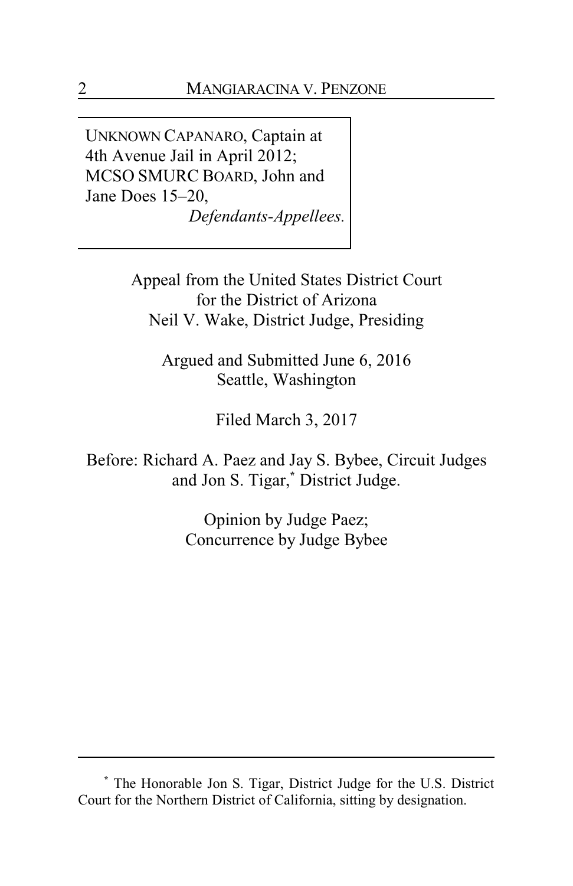UNKNOWN CAPANARO, Captain at 4th Avenue Jail in April 2012; MCSO SMURC BOARD, John and Jane Does 15–20,
*Defendants-Appellees.*

Appeal from the United States District Court
for the District of Arizona
Neil V. Wake, District Judge, Presiding

Argued and Submitted June 6, 2016
Seattle, Washington

Filed March 3, 2017

Before: Richard A. Paez and Jay S. Bybee, Circuit Judges
and Jon S. Tigar,* District Judge.

Opinion by Judge Paez;
Concurrence by Judge Bybee

---

\* The Honorable Jon S. Tigar, District Judge for the U.S. District Court for the Northern District of California, sitting by designation.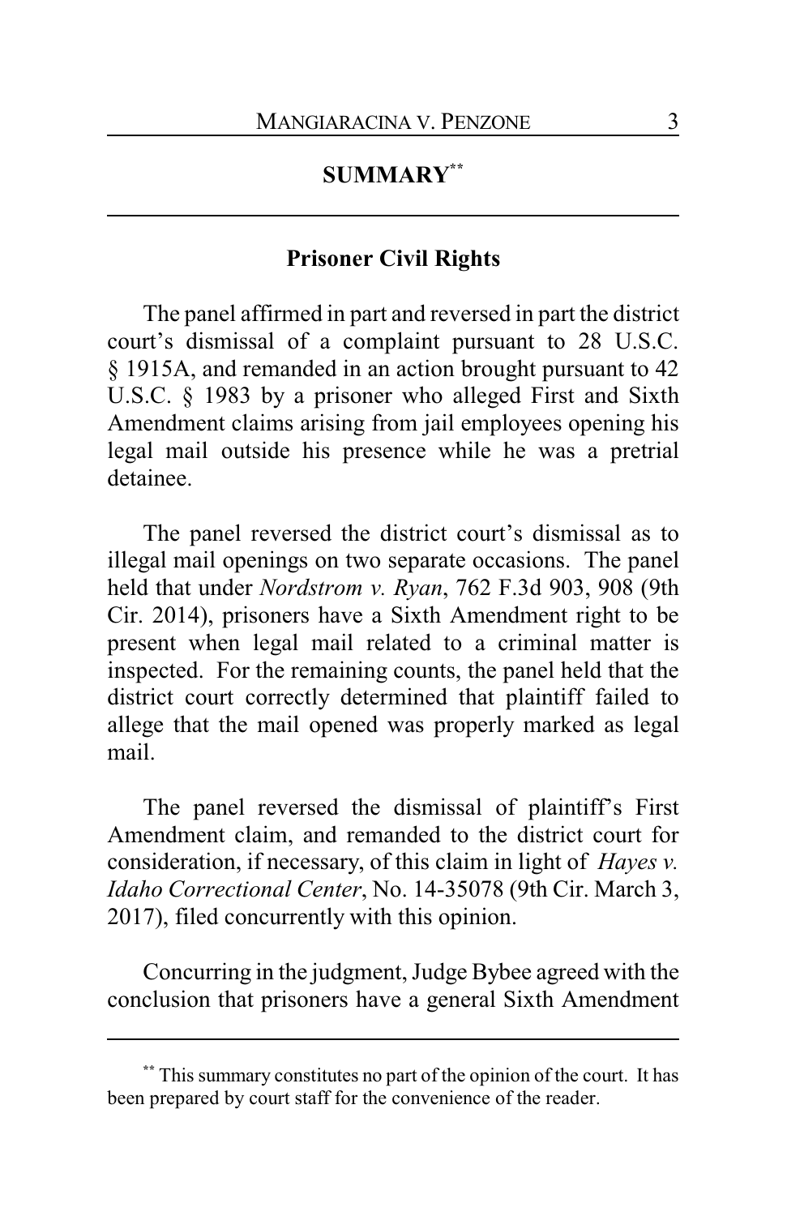## SUMMARY[**]

### Prisoner Civil Rights

The panel affirmed in part and reversed in part the district court's dismissal of a complaint pursuant to 28 U.S.C. § 1915A, and remanded in an action brought pursuant to 42 U.S.C. § 1983 by a prisoner who alleged First and Sixth Amendment claims arising from jail employees opening his legal mail outside his presence while he was a pretrial detainee.

The panel reversed the district court's dismissal as to illegal mail openings on two separate occasions. The panel held that under *Nordstrom v. Ryan*, 762 F.3d 903, 908 (9th Cir. 2014), prisoners have a Sixth Amendment right to be present when legal mail related to a criminal matter is inspected. For the remaining counts, the panel held that the district court correctly determined that plaintiff failed to allege that the mail opened was properly marked as legal mail.

The panel reversed the dismissal of plaintiff's First Amendment claim, and remanded to the district court for consideration, if necessary, of this claim in light of *Hayes v. Idaho Correctional Center*, No. 14-35078 (9th Cir. March 3, 2017), filed concurrently with this opinion.

Concurring in the judgment, Judge Bybee agreed with the conclusion that prisoners have a general Sixth Amendment

[**] This summary constitutes no part of the opinion of the court. It has been prepared by court staff for the convenience of the reader.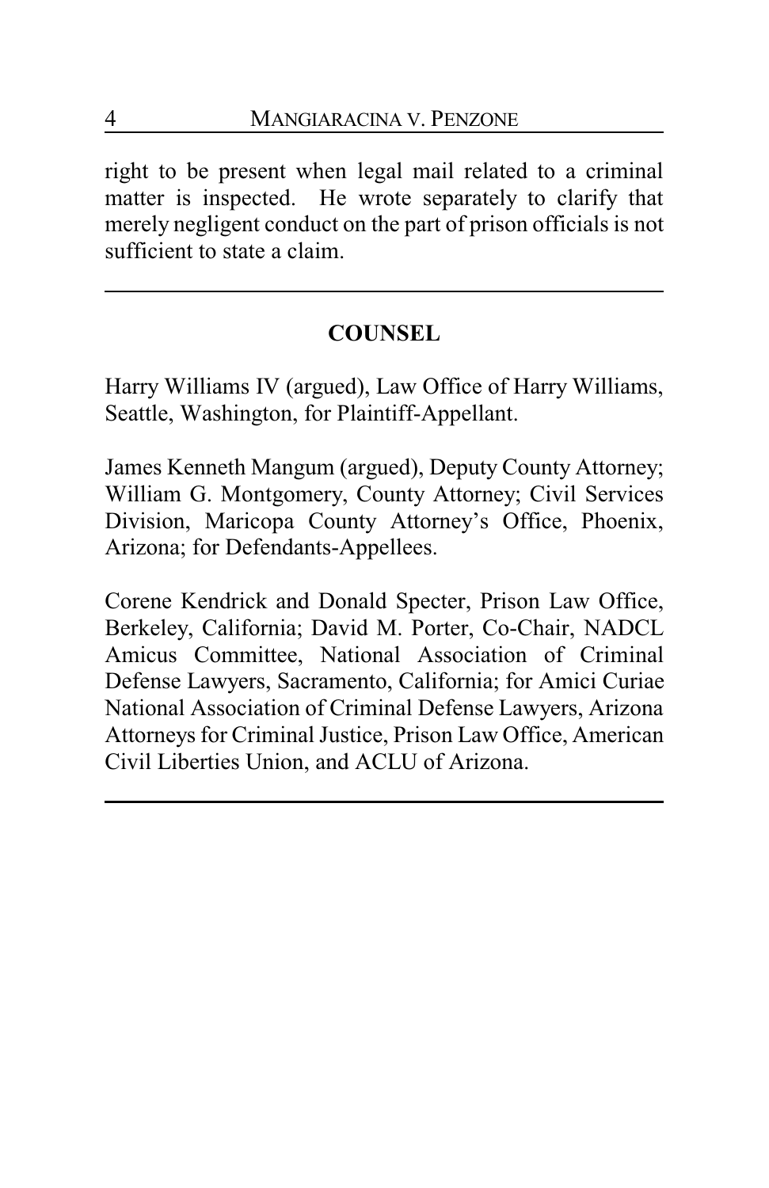right to be present when legal mail related to a criminal matter is inspected. He wrote separately to clarify that merely negligent conduct on the part of prison officials is not sufficient to state a claim.

---

## COUNSEL

Harry Williams IV (argued), Law Office of Harry Williams, Seattle, Washington, for Plaintiff-Appellant.

James Kenneth Mangum (argued), Deputy County Attorney; William G. Montgomery, County Attorney; Civil Services Division, Maricopa County Attorney's Office, Phoenix, Arizona; for Defendants-Appellees.

Corene Kendrick and Donald Specter, Prison Law Office, Berkeley, California; David M. Porter, Co-Chair, NADCL Amicus Committee, National Association of Criminal Defense Lawyers, Sacramento, California; for Amici Curiae National Association of Criminal Defense Lawyers, Arizona Attorneys for Criminal Justice, Prison Law Office, American Civil Liberties Union, and ACLU of Arizona.

---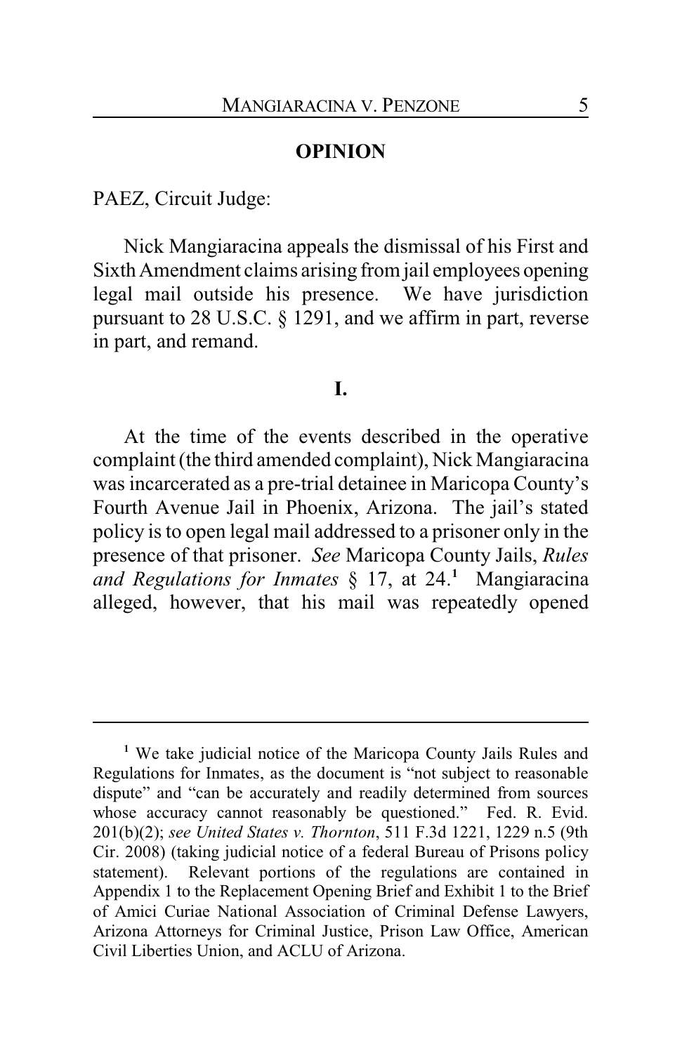## OPINION

PAEZ, Circuit Judge:

Nick Mangiaracina appeals the dismissal of his First and Sixth Amendment claims arising from jail employees opening legal mail outside his presence. We have jurisdiction pursuant to 28 U.S.C. § 1291, and we affirm in part, reverse in part, and remand.

## I.

At the time of the events described in the operative complaint (the third amended complaint), Nick Mangiaracina was incarcerated as a pre-trial detainee in Maricopa County's Fourth Avenue Jail in Phoenix, Arizona. The jail's stated policy is to open legal mail addressed to a prisoner only in the presence of that prisoner. *See* Maricopa County Jails, *Rules and Regulations for Inmates* § 17, at 24.[1] Mangiaracina alleged, however, that his mail was repeatedly opened

---

[1] We take judicial notice of the Maricopa County Jails Rules and Regulations for Inmates, as the document is "not subject to reasonable dispute" and "can be accurately and readily determined from sources whose accuracy cannot reasonably be questioned." Fed. R. Evid. 201(b)(2); *see United States v. Thornton*, 511 F.3d 1221, 1229 n.5 (9th Cir. 2008) (taking judicial notice of a federal Bureau of Prisons policy statement). Relevant portions of the regulations are contained in Appendix 1 to the Replacement Opening Brief and Exhibit 1 to the Brief of Amici Curiae National Association of Criminal Defense Lawyers, Arizona Attorneys for Criminal Justice, Prison Law Office, American Civil Liberties Union, and ACLU of Arizona.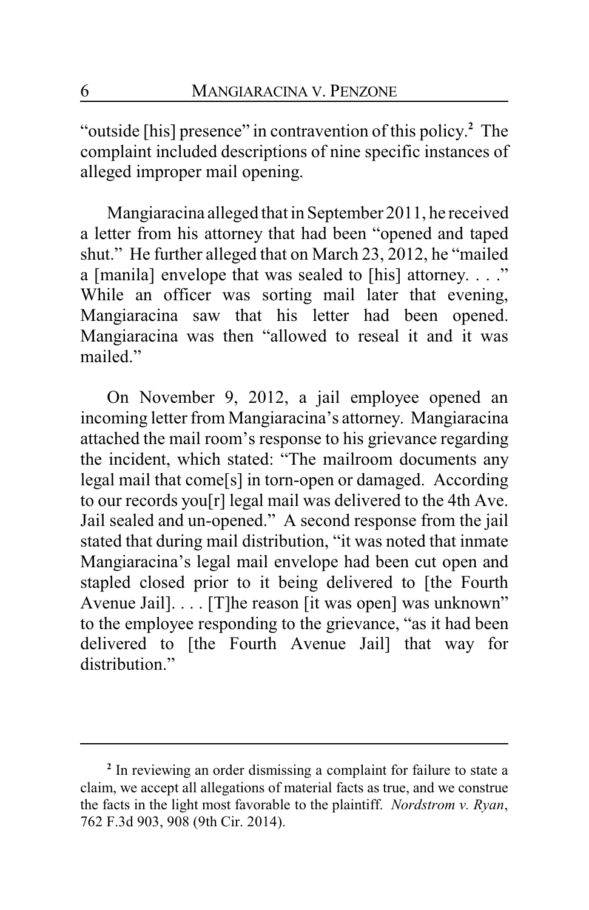"outside [his] presence" in contravention of this policy.[2] The complaint included descriptions of nine specific instances of alleged improper mail opening.

Mangiaracina alleged that in September 2011, he received a letter from his attorney that had been "opened and taped shut." He further alleged that on March 23, 2012, he "mailed a [manila] envelope that was sealed to [his] attorney. . . ." While an officer was sorting mail later that evening, Mangiaracina saw that his letter had been opened. Mangiaracina was then "allowed to reseal it and it was mailed."

On November 9, 2012, a jail employee opened an incoming letter from Mangiaracina's attorney. Mangiaracina attached the mail room's response to his grievance regarding the incident, which stated: "The mailroom documents any legal mail that come[s] in torn-open or damaged. According to our records you[r] legal mail was delivered to the 4th Ave. Jail sealed and un-opened." A second response from the jail stated that during mail distribution, "it was noted that inmate Mangiaracina's legal mail envelope had been cut open and stapled closed prior to it being delivered to [the Fourth Avenue Jail]. . . . [T]he reason [it was open] was unknown" to the employee responding to the grievance, "as it had been delivered to [the Fourth Avenue Jail] that way for distribution."

---

[2] In reviewing an order dismissing a complaint for failure to state a claim, we accept all allegations of material facts as true, and we construe the facts in the light most favorable to the plaintiff. *Nordstrom v. Ryan*, 762 F.3d 903, 908 (9th Cir. 2014).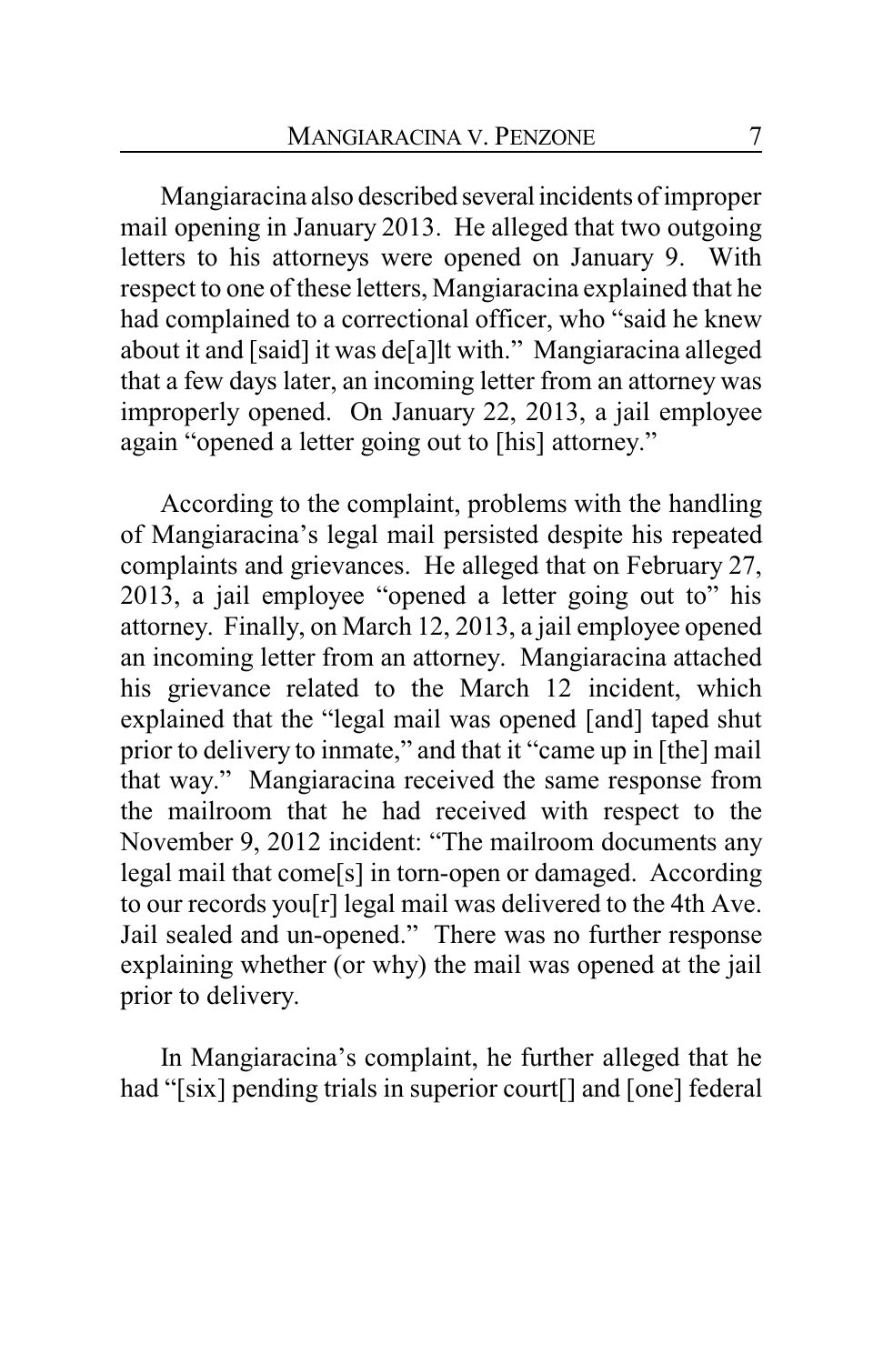Mangiaracina also described several incidents of improper mail opening in January 2013. He alleged that two outgoing letters to his attorneys were opened on January 9. With respect to one of these letters, Mangiaracina explained that he had complained to a correctional officer, who "said he knew about it and [said] it was de[a]lt with." Mangiaracina alleged that a few days later, an incoming letter from an attorney was improperly opened. On January 22, 2013, a jail employee again "opened a letter going out to [his] attorney."

According to the complaint, problems with the handling of Mangiaracina's legal mail persisted despite his repeated complaints and grievances. He alleged that on February 27, 2013, a jail employee "opened a letter going out to" his attorney. Finally, on March 12, 2013, a jail employee opened an incoming letter from an attorney. Mangiaracina attached his grievance related to the March 12 incident, which explained that the "legal mail was opened [and] taped shut prior to delivery to inmate," and that it "came up in [the] mail that way." Mangiaracina received the same response from the mailroom that he had received with respect to the November 9, 2012 incident: "The mailroom documents any legal mail that come[s] in torn-open or damaged. According to our records you[r] legal mail was delivered to the 4th Ave. Jail sealed and un-opened." There was no further response explaining whether (or why) the mail was opened at the jail prior to delivery.

In Mangiaracina's complaint, he further alleged that he had "[six] pending trials in superior court[] and [one] federal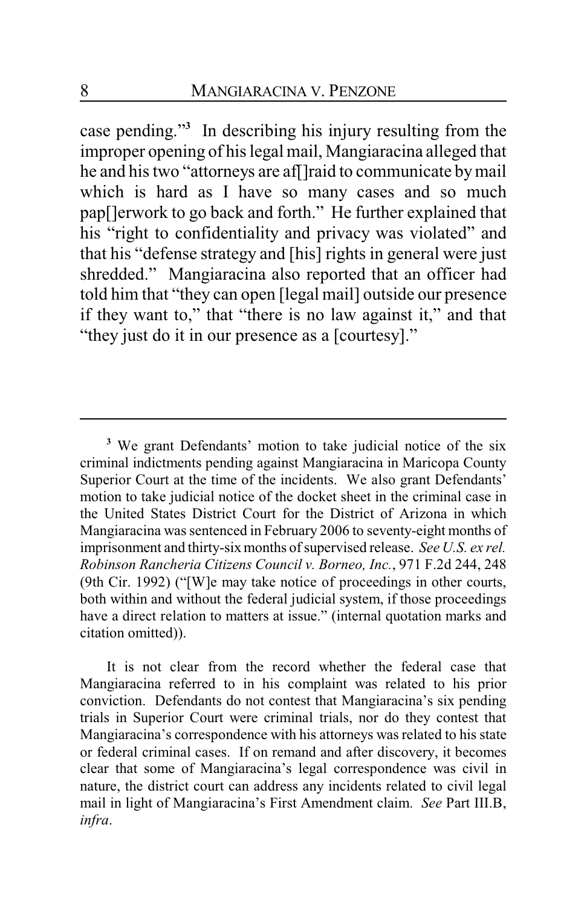case pending."[3] In describing his injury resulting from the improper opening of his legal mail, Mangiaracina alleged that he and his two "attorneys are af[]raid to communicate by mail which is hard as I have so many cases and so much pap[]erwork to go back and forth." He further explained that his "right to confidentiality and privacy was violated" and that his "defense strategy and [his] rights in general were just shredded." Mangiaracina also reported that an officer had told him that "they can open [legal mail] outside our presence if they want to," that "there is no law against it," and that "they just do it in our presence as a [courtesy]."

---

[3] We grant Defendants' motion to take judicial notice of the six criminal indictments pending against Mangiaracina in Maricopa County Superior Court at the time of the incidents. We also grant Defendants' motion to take judicial notice of the docket sheet in the criminal case in the United States District Court for the District of Arizona in which Mangiaracina was sentenced in February 2006 to seventy-eight months of imprisonment and thirty-six months of supervised release. *See U.S. ex rel. Robinson Rancheria Citizens Council v. Borneo, Inc.*, 971 F.2d 244, 248 (9th Cir. 1992) ("[W]e may take notice of proceedings in other courts, both within and without the federal judicial system, if those proceedings have a direct relation to matters at issue." (internal quotation marks and citation omitted)).

It is not clear from the record whether the federal case that Mangiaracina referred to in his complaint was related to his prior conviction. Defendants do not contest that Mangiaracina's six pending trials in Superior Court were criminal trials, nor do they contest that Mangiaracina's correspondence with his attorneys was related to his state or federal criminal cases. If on remand and after discovery, it becomes clear that some of Mangiaracina's legal correspondence was civil in nature, the district court can address any incidents related to civil legal mail in light of Mangiaracina's First Amendment claim. *See* Part III.B, *infra*.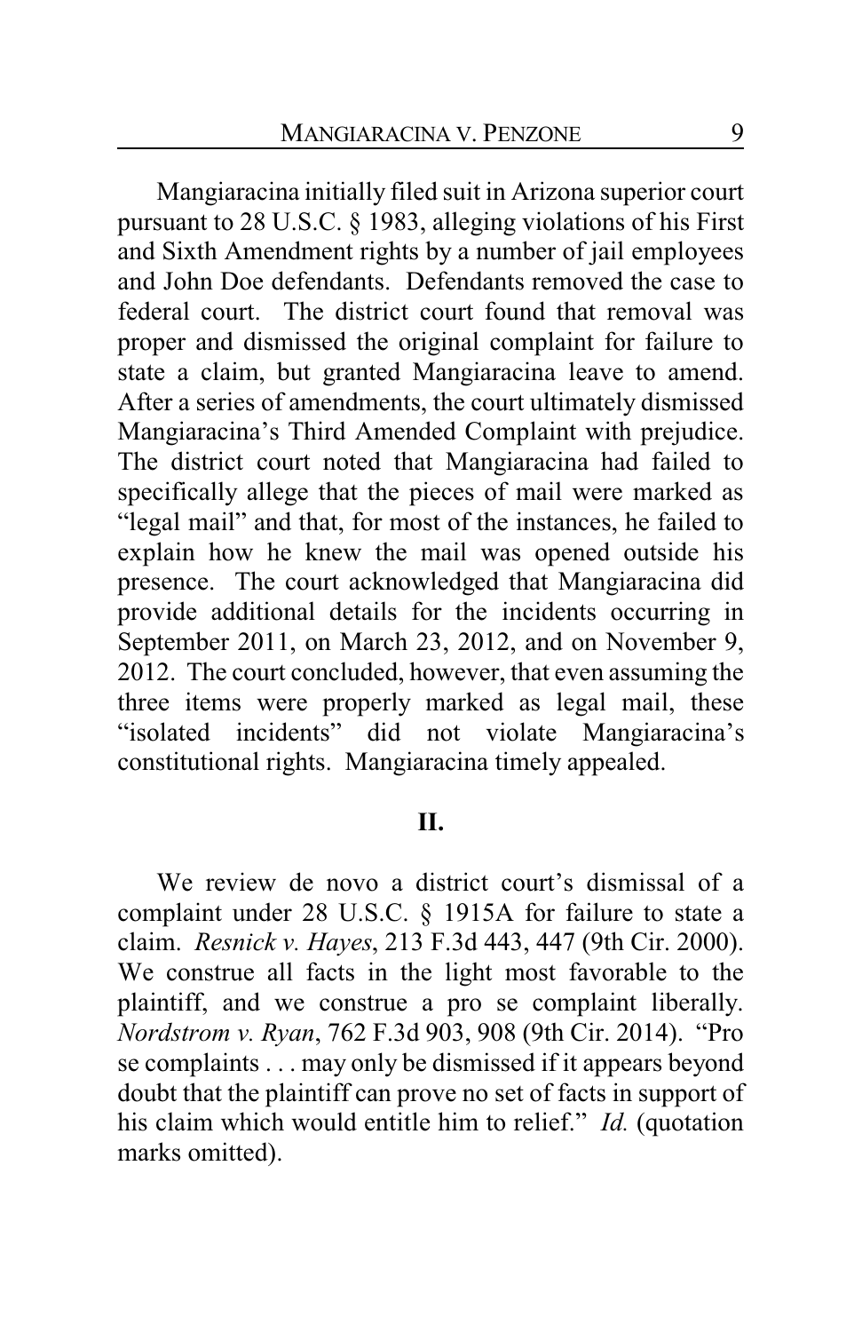Mangiaracina initially filed suit in Arizona superior court pursuant to 28 U.S.C. § 1983, alleging violations of his First and Sixth Amendment rights by a number of jail employees and John Doe defendants. Defendants removed the case to federal court. The district court found that removal was proper and dismissed the original complaint for failure to state a claim, but granted Mangiaracina leave to amend. After a series of amendments, the court ultimately dismissed Mangiaracina's Third Amended Complaint with prejudice. The district court noted that Mangiaracina had failed to specifically allege that the pieces of mail were marked as "legal mail" and that, for most of the instances, he failed to explain how he knew the mail was opened outside his presence. The court acknowledged that Mangiaracina did provide additional details for the incidents occurring in September 2011, on March 23, 2012, and on November 9, 2012. The court concluded, however, that even assuming the three items were properly marked as legal mail, these "isolated incidents" did not violate Mangiaracina's constitutional rights. Mangiaracina timely appealed.

## II.

We review de novo a district court's dismissal of a complaint under 28 U.S.C. § 1915A for failure to state a claim. *Resnick v. Hayes*, 213 F.3d 443, 447 (9th Cir. 2000). We construe all facts in the light most favorable to the plaintiff, and we construe a pro se complaint liberally. *Nordstrom v. Ryan*, 762 F.3d 903, 908 (9th Cir. 2014). "Pro se complaints . . . may only be dismissed if it appears beyond doubt that the plaintiff can prove no set of facts in support of his claim which would entitle him to relief." *Id.* (quotation marks omitted).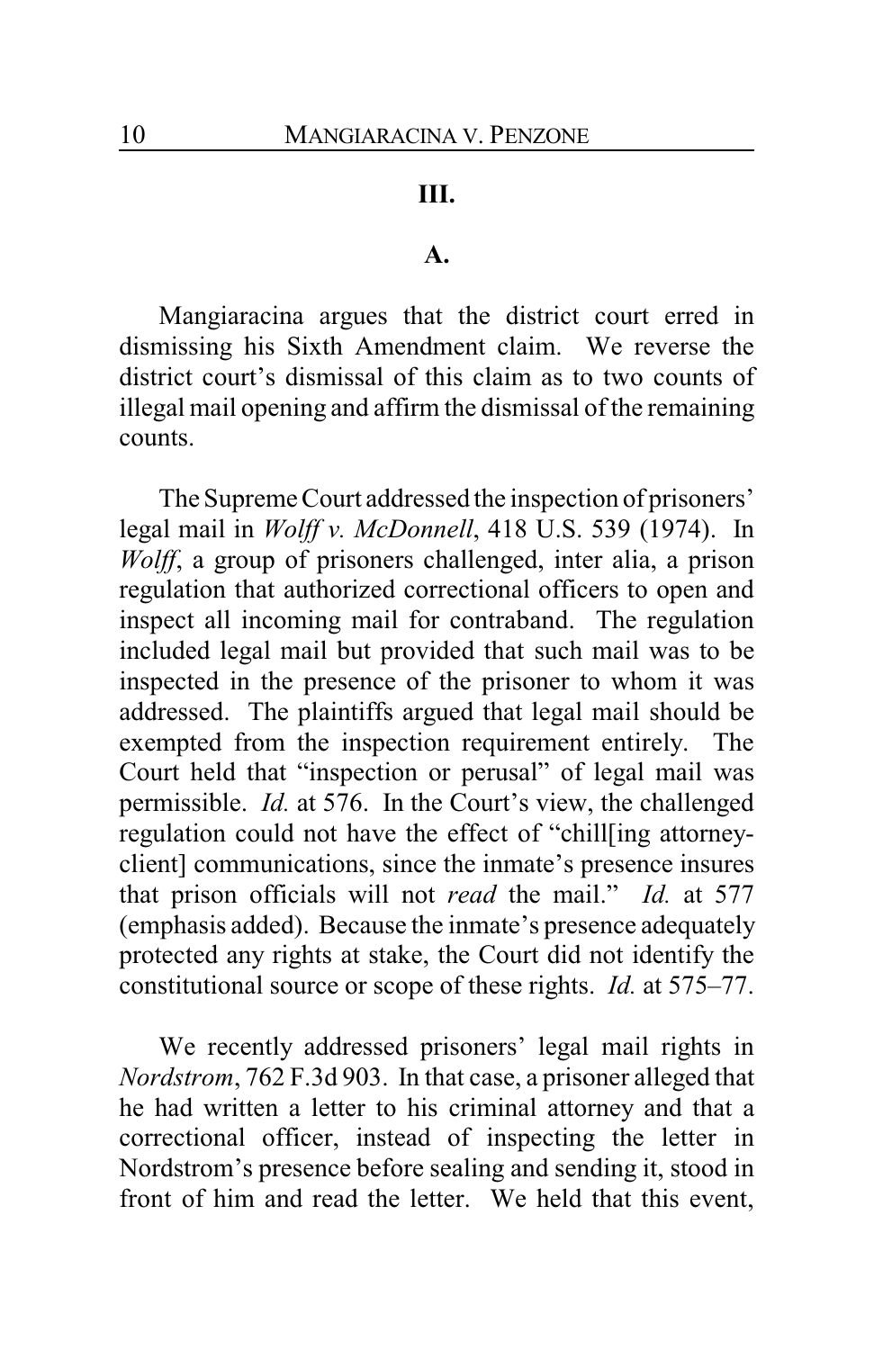## III.

### A.

Mangiaracina argues that the district court erred in dismissing his Sixth Amendment claim. We reverse the district court's dismissal of this claim as to two counts of illegal mail opening and affirm the dismissal of the remaining counts.

The Supreme Court addressed the inspection of prisoners' legal mail in *Wolff v. McDonnell*, 418 U.S. 539 (1974). In *Wolff*, a group of prisoners challenged, inter alia, a prison regulation that authorized correctional officers to open and inspect all incoming mail for contraband. The regulation included legal mail but provided that such mail was to be inspected in the presence of the prisoner to whom it was addressed. The plaintiffs argued that legal mail should be exempted from the inspection requirement entirely. The Court held that "inspection or perusal" of legal mail was permissible. *Id.* at 576. In the Court's view, the challenged regulation could not have the effect of "chill[ing attorney-client] communications, since the inmate's presence insures that prison officials will not *read* the mail." *Id.* at 577 (emphasis added). Because the inmate's presence adequately protected any rights at stake, the Court did not identify the constitutional source or scope of these rights. *Id.* at 575–77.

We recently addressed prisoners' legal mail rights in *Nordstrom*, 762 F.3d 903. In that case, a prisoner alleged that he had written a letter to his criminal attorney and that a correctional officer, instead of inspecting the letter in Nordstrom's presence before sealing and sending it, stood in front of him and read the letter. We held that this event,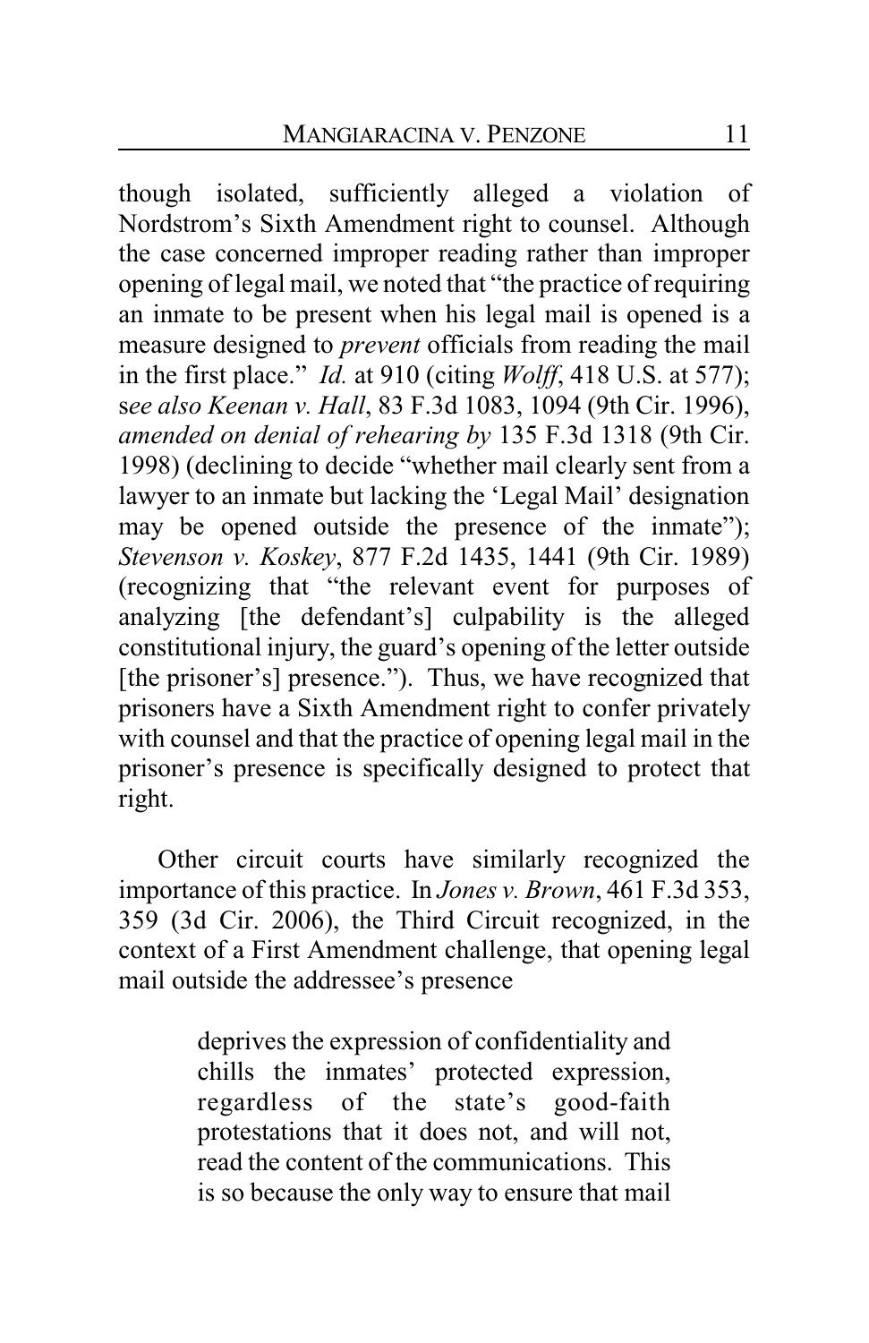though isolated, sufficiently alleged a violation of Nordstrom's Sixth Amendment right to counsel. Although the case concerned improper reading rather than improper opening of legal mail, we noted that "the practice of requiring an inmate to be present when his legal mail is opened is a measure designed to *prevent* officials from reading the mail in the first place." *Id.* at 910 (citing *Wolff*, 418 U.S. at 577); s*ee also Keenan v. Hall*, 83 F.3d 1083, 1094 (9th Cir. 1996), *amended on denial of rehearing by* 135 F.3d 1318 (9th Cir. 1998) (declining to decide "whether mail clearly sent from a lawyer to an inmate but lacking the 'Legal Mail' designation may be opened outside the presence of the inmate"); *Stevenson v. Koskey*, 877 F.2d 1435, 1441 (9th Cir. 1989) (recognizing that "the relevant event for purposes of analyzing [the defendant's] culpability is the alleged constitutional injury, the guard's opening of the letter outside [the prisoner's] presence."). Thus, we have recognized that prisoners have a Sixth Amendment right to confer privately with counsel and that the practice of opening legal mail in the prisoner's presence is specifically designed to protect that right.

Other circuit courts have similarly recognized the importance of this practice. In *Jones v. Brown*, 461 F.3d 353, 359 (3d Cir. 2006), the Third Circuit recognized, in the context of a First Amendment challenge, that opening legal mail outside the addressee's presence

> deprives the expression of confidentiality and chills the inmates' protected expression, regardless of the state's good-faith protestations that it does not, and will not, read the content of the communications. This is so because the only way to ensure that mail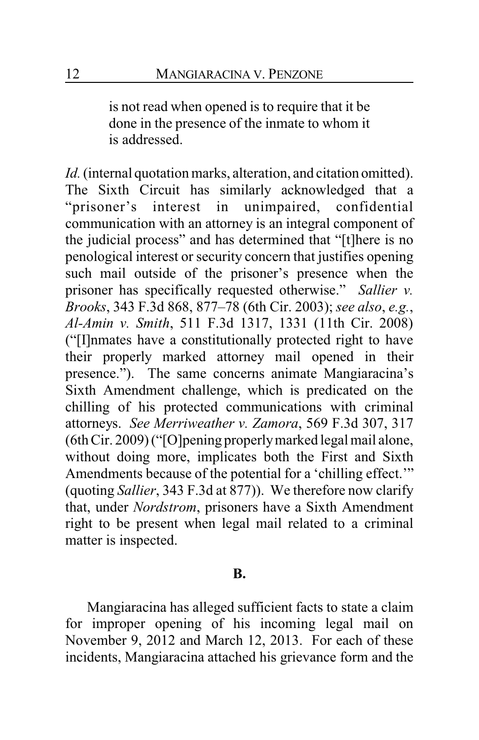> is not read when opened is to require that it be done in the presence of the inmate to whom it is addressed.

*Id.* (internal quotation marks, alteration, and citation omitted). The Sixth Circuit has similarly acknowledged that a "prisoner's interest in unimpaired, confidential communication with an attorney is an integral component of the judicial process" and has determined that "[t]here is no penological interest or security concern that justifies opening such mail outside of the prisoner's presence when the prisoner has specifically requested otherwise." *Sallier v. Brooks*, 343 F.3d 868, 877–78 (6th Cir. 2003); *see also*, *e.g.*, *Al-Amin v. Smith*, 511 F.3d 1317, 1331 (11th Cir. 2008) ("[I]nmates have a constitutionally protected right to have their properly marked attorney mail opened in their presence."). The same concerns animate Mangiaracina's Sixth Amendment challenge, which is predicated on the chilling of his protected communications with criminal attorneys. *See Merriweather v. Zamora*, 569 F.3d 307, 317 (6th Cir. 2009) ("[O]pening properly marked legal mail alone, without doing more, implicates both the First and Sixth Amendments because of the potential for a 'chilling effect.'" (quoting *Sallier*, 343 F.3d at 877)). We therefore now clarify that, under *Nordstrom*, prisoners have a Sixth Amendment right to be present when legal mail related to a criminal matter is inspected.

### B.

Mangiaracina has alleged sufficient facts to state a claim for improper opening of his incoming legal mail on November 9, 2012 and March 12, 2013. For each of these incidents, Mangiaracina attached his grievance form and the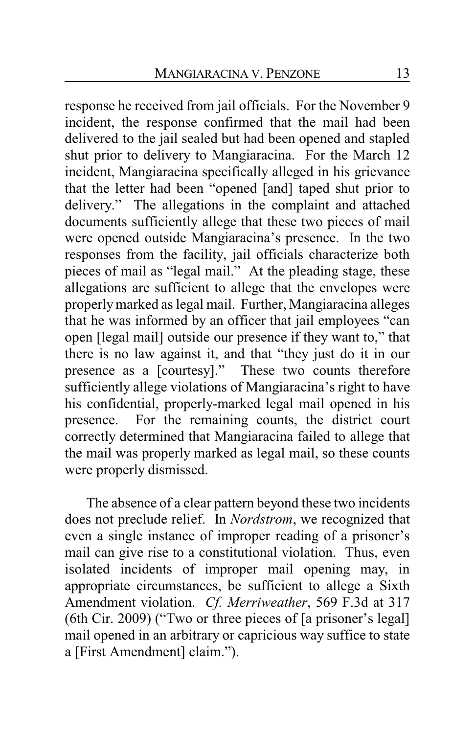response he received from jail officials. For the November 9 incident, the response confirmed that the mail had been delivered to the jail sealed but had been opened and stapled shut prior to delivery to Mangiaracina. For the March 12 incident, Mangiaracina specifically alleged in his grievance that the letter had been "opened [and] taped shut prior to delivery." The allegations in the complaint and attached documents sufficiently allege that these two pieces of mail were opened outside Mangiaracina's presence. In the two responses from the facility, jail officials characterize both pieces of mail as "legal mail." At the pleading stage, these allegations are sufficient to allege that the envelopes were properly marked as legal mail. Further, Mangiaracina alleges that he was informed by an officer that jail employees "can open [legal mail] outside our presence if they want to," that there is no law against it, and that "they just do it in our presence as a [courtesy]." These two counts therefore sufficiently allege violations of Mangiaracina's right to have his confidential, properly-marked legal mail opened in his presence. For the remaining counts, the district court correctly determined that Mangiaracina failed to allege that the mail was properly marked as legal mail, so these counts were properly dismissed.

The absence of a clear pattern beyond these two incidents does not preclude relief. In *Nordstrom*, we recognized that even a single instance of improper reading of a prisoner's mail can give rise to a constitutional violation. Thus, even isolated incidents of improper mail opening may, in appropriate circumstances, be sufficient to allege a Sixth Amendment violation. *Cf. Merriweather*, 569 F.3d at 317 (6th Cir. 2009) ("Two or three pieces of [a prisoner's legal] mail opened in an arbitrary or capricious way suffice to state a [First Amendment] claim.").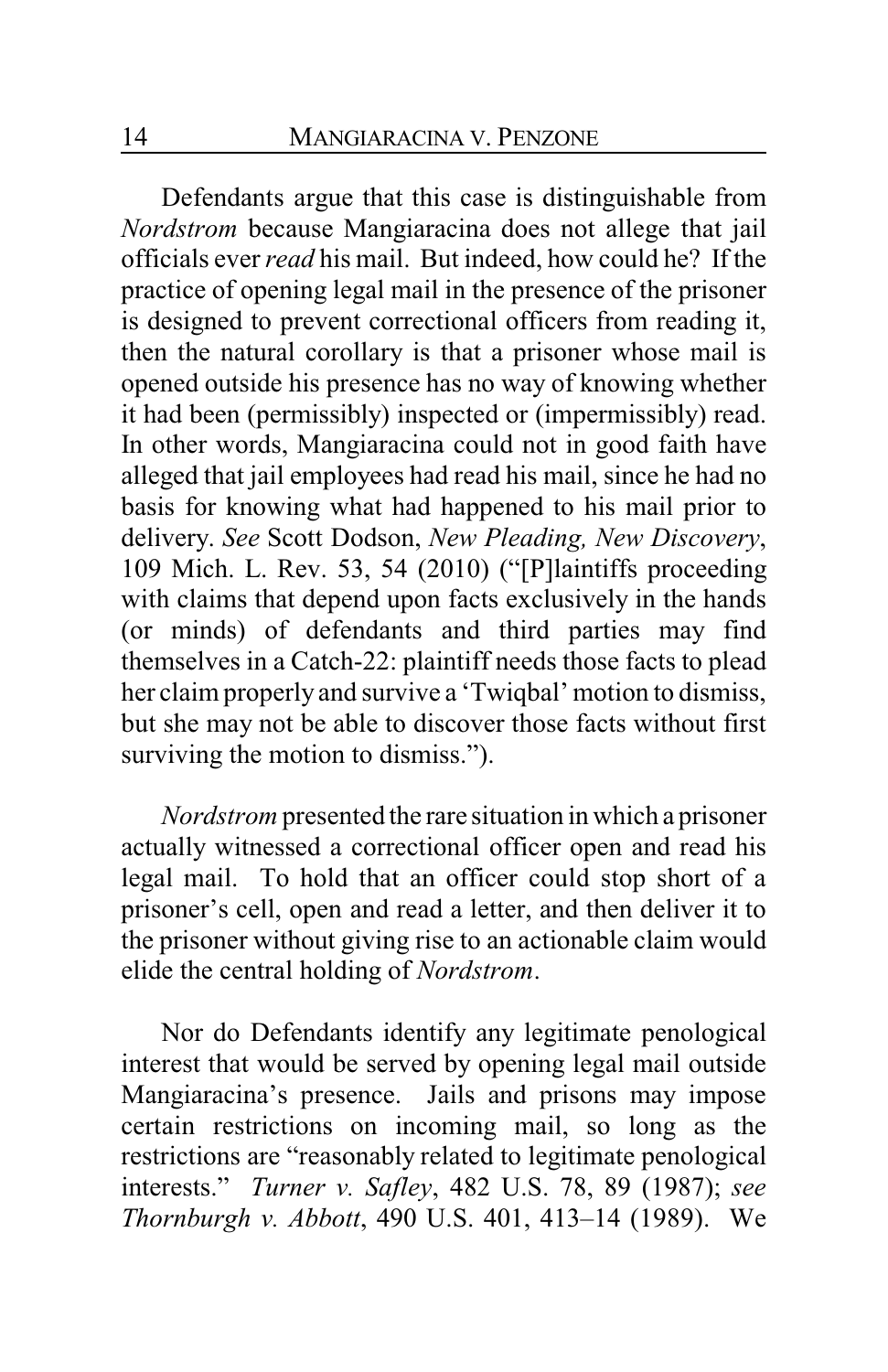Defendants argue that this case is distinguishable from *Nordstrom* because Mangiaracina does not allege that jail officials ever *read* his mail. But indeed, how could he? If the practice of opening legal mail in the presence of the prisoner is designed to prevent correctional officers from reading it, then the natural corollary is that a prisoner whose mail is opened outside his presence has no way of knowing whether it had been (permissibly) inspected or (impermissibly) read. In other words, Mangiaracina could not in good faith have alleged that jail employees had read his mail, since he had no basis for knowing what had happened to his mail prior to delivery. *See* Scott Dodson, *New Pleading, New Discovery*, 109 Mich. L. Rev. 53, 54 (2010) ("[P]laintiffs proceeding with claims that depend upon facts exclusively in the hands (or minds) of defendants and third parties may find themselves in a Catch-22: plaintiff needs those facts to plead her claim properly and survive a 'Twiqbal' motion to dismiss, but she may not be able to discover those facts without first surviving the motion to dismiss.").

*Nordstrom* presented the rare situation in which a prisoner actually witnessed a correctional officer open and read his legal mail. To hold that an officer could stop short of a prisoner's cell, open and read a letter, and then deliver it to the prisoner without giving rise to an actionable claim would elide the central holding of *Nordstrom*.

Nor do Defendants identify any legitimate penological interest that would be served by opening legal mail outside Mangiaracina's presence. Jails and prisons may impose certain restrictions on incoming mail, so long as the restrictions are "reasonably related to legitimate penological interests." *Turner v. Safley*, 482 U.S. 78, 89 (1987); *see Thornburgh v. Abbott*, 490 U.S. 401, 413–14 (1989). We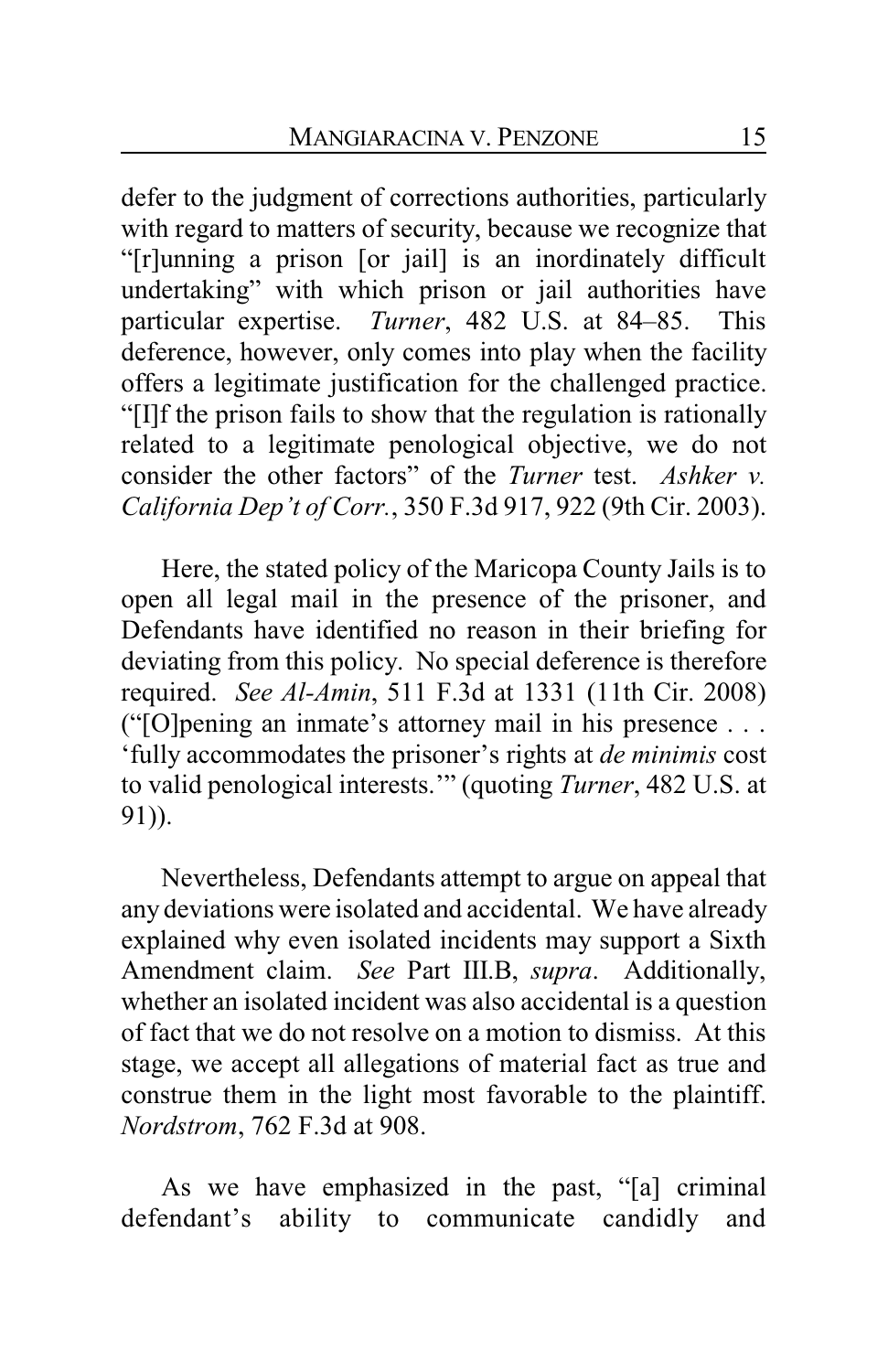defer to the judgment of corrections authorities, particularly with regard to matters of security, because we recognize that "[r]unning a prison [or jail] is an inordinately difficult undertaking" with which prison or jail authorities have particular expertise. *Turner*, 482 U.S. at 84–85. This deference, however, only comes into play when the facility offers a legitimate justification for the challenged practice. "[I]f the prison fails to show that the regulation is rationally related to a legitimate penological objective, we do not consider the other factors" of the *Turner* test. *Ashker v. California Dep't of Corr.*, 350 F.3d 917, 922 (9th Cir. 2003).

Here, the stated policy of the Maricopa County Jails is to open all legal mail in the presence of the prisoner, and Defendants have identified no reason in their briefing for deviating from this policy. No special deference is therefore required. *See Al-Amin*, 511 F.3d at 1331 (11th Cir. 2008) ("[O]pening an inmate's attorney mail in his presence . . . 'fully accommodates the prisoner's rights at *de minimis* cost to valid penological interests.'" (quoting *Turner*, 482 U.S. at 91)).

Nevertheless, Defendants attempt to argue on appeal that any deviations were isolated and accidental. We have already explained why even isolated incidents may support a Sixth Amendment claim. *See* Part III.B, *supra*. Additionally, whether an isolated incident was also accidental is a question of fact that we do not resolve on a motion to dismiss. At this stage, we accept all allegations of material fact as true and construe them in the light most favorable to the plaintiff. *Nordstrom*, 762 F.3d at 908.

As we have emphasized in the past, "[a] criminal defendant's ability to communicate candidly and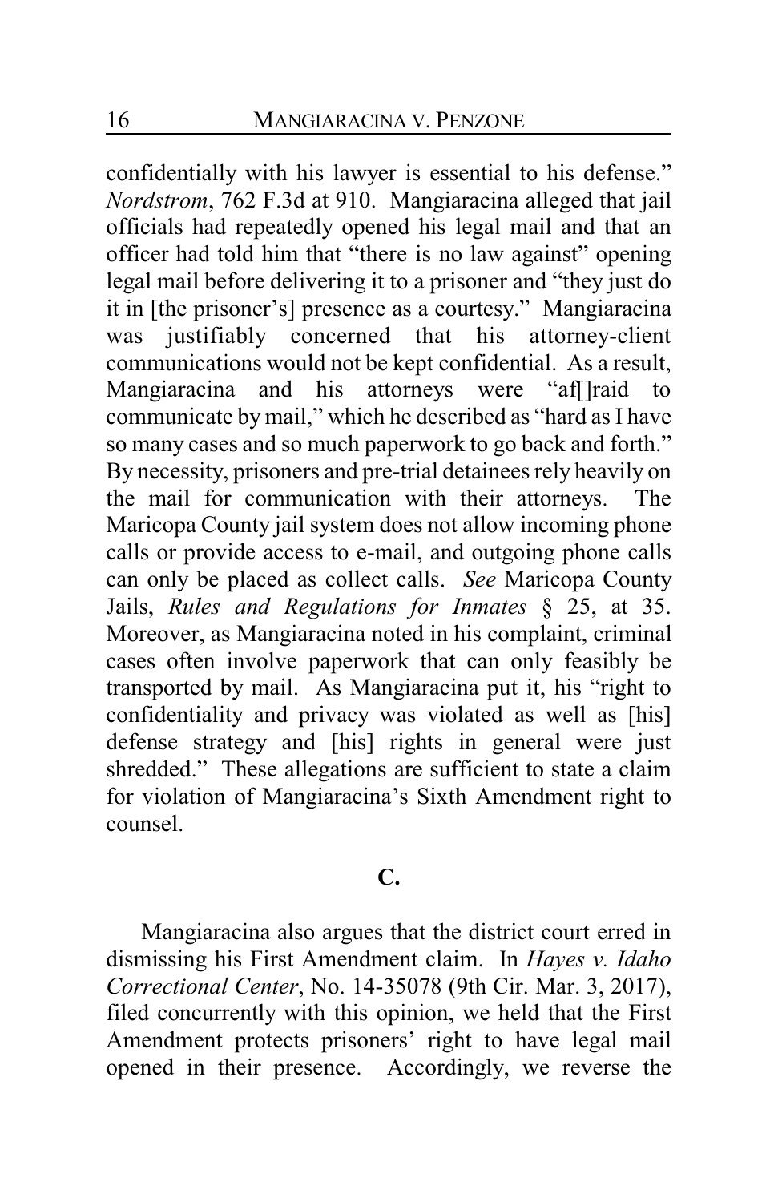confidentially with his lawyer is essential to his defense." *Nordstrom*, 762 F.3d at 910. Mangiaracina alleged that jail officials had repeatedly opened his legal mail and that an officer had told him that "there is no law against" opening legal mail before delivering it to a prisoner and "they just do it in [the prisoner's] presence as a courtesy." Mangiaracina was justifiably concerned that his attorney-client communications would not be kept confidential. As a result, Mangiaracina and his attorneys were "af[]raid to communicate by mail," which he described as "hard as I have so many cases and so much paperwork to go back and forth." By necessity, prisoners and pre-trial detainees rely heavily on the mail for communication with their attorneys. The Maricopa County jail system does not allow incoming phone calls or provide access to e-mail, and outgoing phone calls can only be placed as collect calls. *See* Maricopa County Jails, *Rules and Regulations for Inmates* § 25, at 35. Moreover, as Mangiaracina noted in his complaint, criminal cases often involve paperwork that can only feasibly be transported by mail. As Mangiaracina put it, his "right to confidentiality and privacy was violated as well as [his] defense strategy and [his] rights in general were just shredded." These allegations are sufficient to state a claim for violation of Mangiaracina's Sixth Amendment right to counsel.

## C.

Mangiaracina also argues that the district court erred in dismissing his First Amendment claim. In *Hayes v. Idaho Correctional Center*, No. 14-35078 (9th Cir. Mar. 3, 2017), filed concurrently with this opinion, we held that the First Amendment protects prisoners' right to have legal mail opened in their presence. Accordingly, we reverse the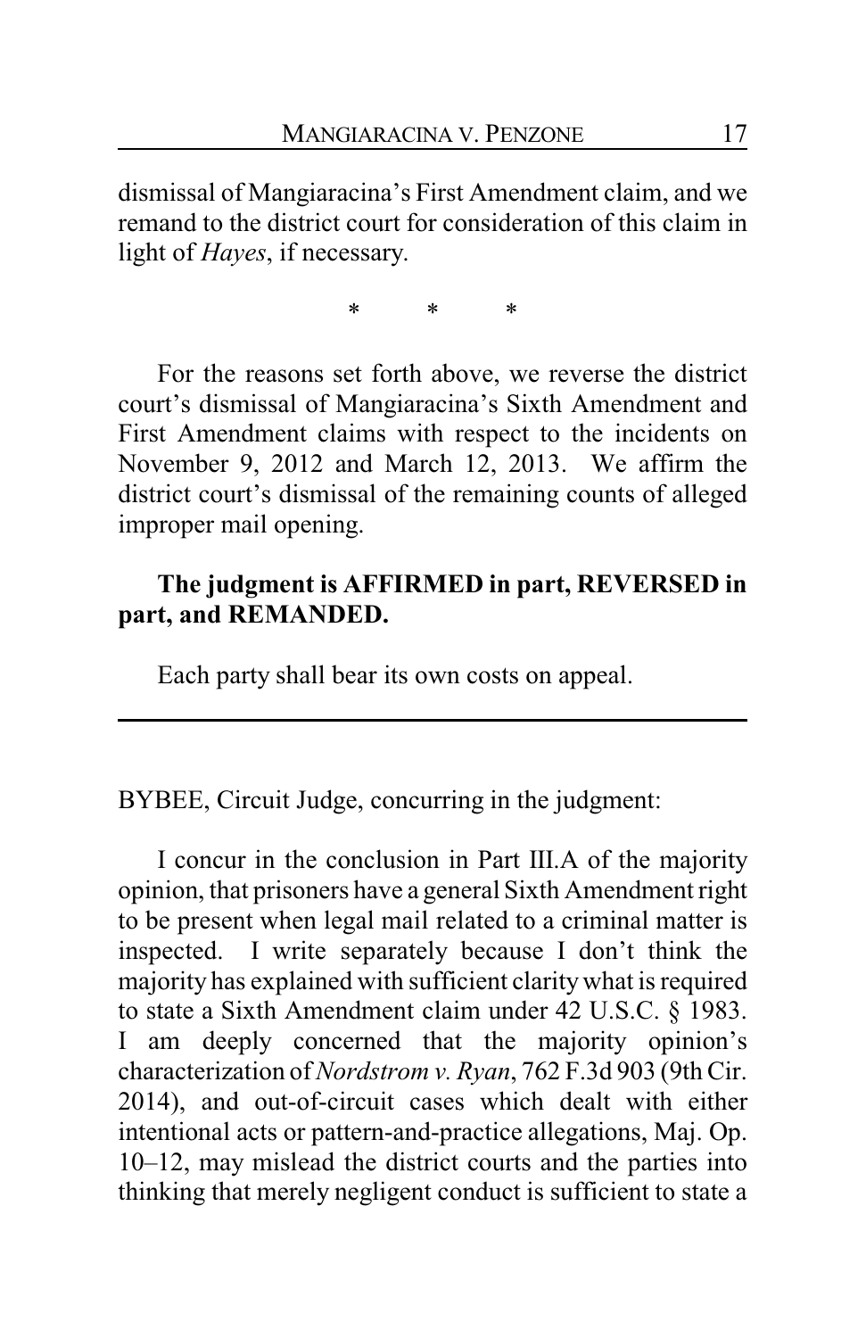dismissal of Mangiaracina's First Amendment claim, and we remand to the district court for consideration of this claim in light of *Hayes*, if necessary.

\* \* \*

For the reasons set forth above, we reverse the district court's dismissal of Mangiaracina's Sixth Amendment and First Amendment claims with respect to the incidents on November 9, 2012 and March 12, 2013. We affirm the district court's dismissal of the remaining counts of alleged improper mail opening.

**The judgment is AFFIRMED in part, REVERSED in part, and REMANDED.**

Each party shall bear its own costs on appeal.

---

BYBEE, Circuit Judge, concurring in the judgment:

I concur in the conclusion in Part III.A of the majority opinion, that prisoners have a general Sixth Amendment right to be present when legal mail related to a criminal matter is inspected. I write separately because I don't think the majority has explained with sufficient clarity what is required to state a Sixth Amendment claim under 42 U.S.C. § 1983. I am deeply concerned that the majority opinion's characterization of *Nordstrom v. Ryan*, 762 F.3d 903 (9th Cir. 2014), and out-of-circuit cases which dealt with either intentional acts or pattern-and-practice allegations, Maj. Op. 10–12, may mislead the district courts and the parties into thinking that merely negligent conduct is sufficient to state a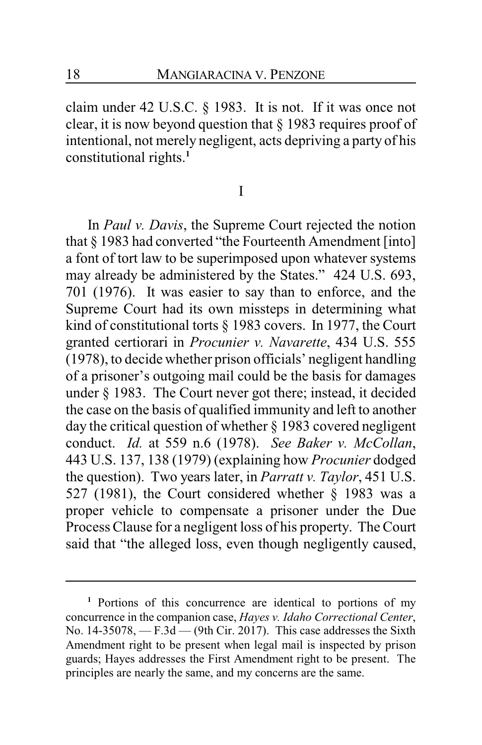claim under 42 U.S.C. § 1983. It is not. If it was once not clear, it is now beyond question that § 1983 requires proof of intentional, not merely negligent, acts depriving a party of his constitutional rights.[1]

## I

In *Paul v. Davis*, the Supreme Court rejected the notion that § 1983 had converted "the Fourteenth Amendment [into] a font of tort law to be superimposed upon whatever systems may already be administered by the States." 424 U.S. 693, 701 (1976). It was easier to say than to enforce, and the Supreme Court had its own missteps in determining what kind of constitutional torts § 1983 covers. In 1977, the Court granted certiorari in *Procunier v. Navarette*, 434 U.S. 555 (1978), to decide whether prison officials' negligent handling of a prisoner's outgoing mail could be the basis for damages under § 1983. The Court never got there; instead, it decided the case on the basis of qualified immunity and left to another day the critical question of whether § 1983 covered negligent conduct. *Id.* at 559 n.6 (1978). *See Baker v. McCollan*, 443 U.S. 137, 138 (1979) (explaining how *Procunier* dodged the question). Two years later, in *Parratt v. Taylor*, 451 U.S. 527 (1981), the Court considered whether § 1983 was a proper vehicle to compensate a prisoner under the Due Process Clause for a negligent loss of his property. The Court said that "the alleged loss, even though negligently caused,

---

[1] Portions of this concurrence are identical to portions of my concurrence in the companion case, *Hayes v. Idaho Correctional Center*, No. 14-35078, — F.3d — (9th Cir. 2017). This case addresses the Sixth Amendment right to be present when legal mail is inspected by prison guards; Hayes addresses the First Amendment right to be present. The principles are nearly the same, and my concerns are the same.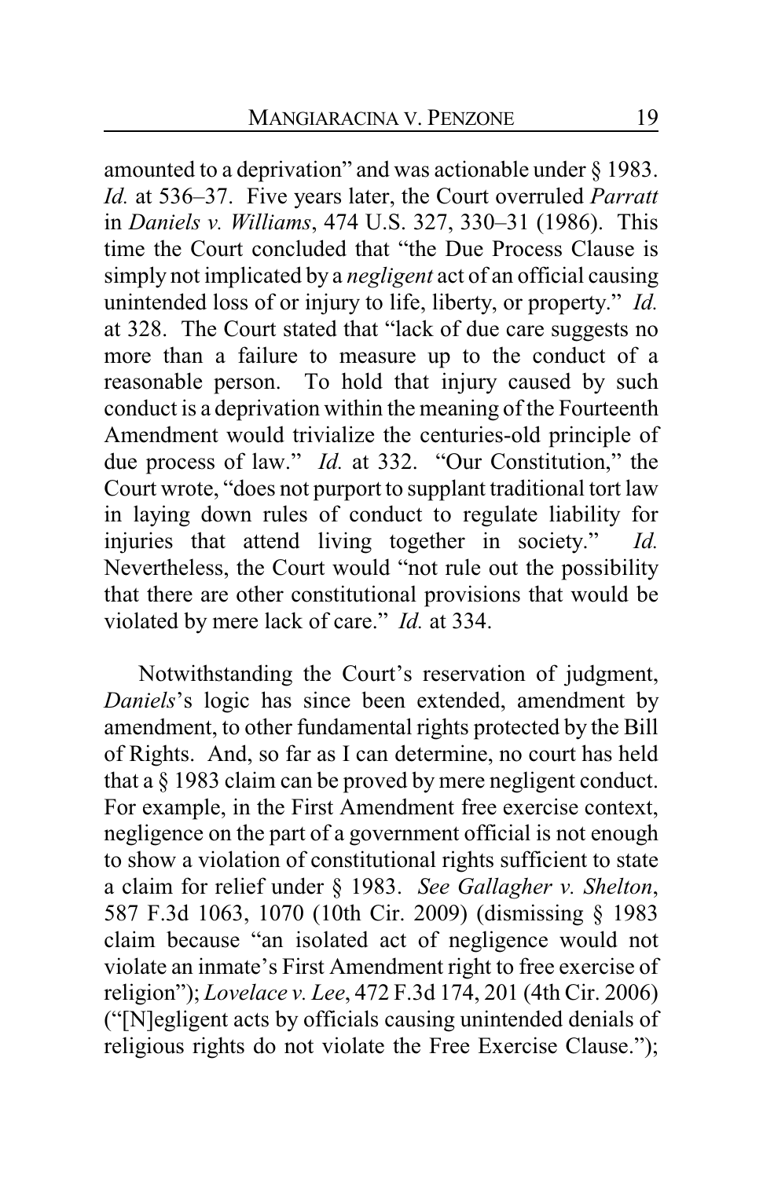amounted to a deprivation" and was actionable under § 1983. *Id.* at 536–37. Five years later, the Court overruled *Parratt* in *Daniels v. Williams*, 474 U.S. 327, 330–31 (1986). This time the Court concluded that "the Due Process Clause is simply not implicated by a *negligent* act of an official causing unintended loss of or injury to life, liberty, or property." *Id.* at 328. The Court stated that "lack of due care suggests no more than a failure to measure up to the conduct of a reasonable person. To hold that injury caused by such conduct is a deprivation within the meaning of the Fourteenth Amendment would trivialize the centuries-old principle of due process of law." *Id.* at 332. "Our Constitution," the Court wrote, "does not purport to supplant traditional tort law in laying down rules of conduct to regulate liability for injuries that attend living together in society." *Id.* Nevertheless, the Court would "not rule out the possibility that there are other constitutional provisions that would be violated by mere lack of care." *Id.* at 334.

Notwithstanding the Court's reservation of judgment, *Daniels*'s logic has since been extended, amendment by amendment, to other fundamental rights protected by the Bill of Rights. And, so far as I can determine, no court has held that a § 1983 claim can be proved by mere negligent conduct. For example, in the First Amendment free exercise context, negligence on the part of a government official is not enough to show a violation of constitutional rights sufficient to state a claim for relief under § 1983. *See Gallagher v. Shelton*, 587 F.3d 1063, 1070 (10th Cir. 2009) (dismissing § 1983 claim because "an isolated act of negligence would not violate an inmate's First Amendment right to free exercise of religion"); *Lovelace v. Lee*, 472 F.3d 174, 201 (4th Cir. 2006) ("[N]egligent acts by officials causing unintended denials of religious rights do not violate the Free Exercise Clause.");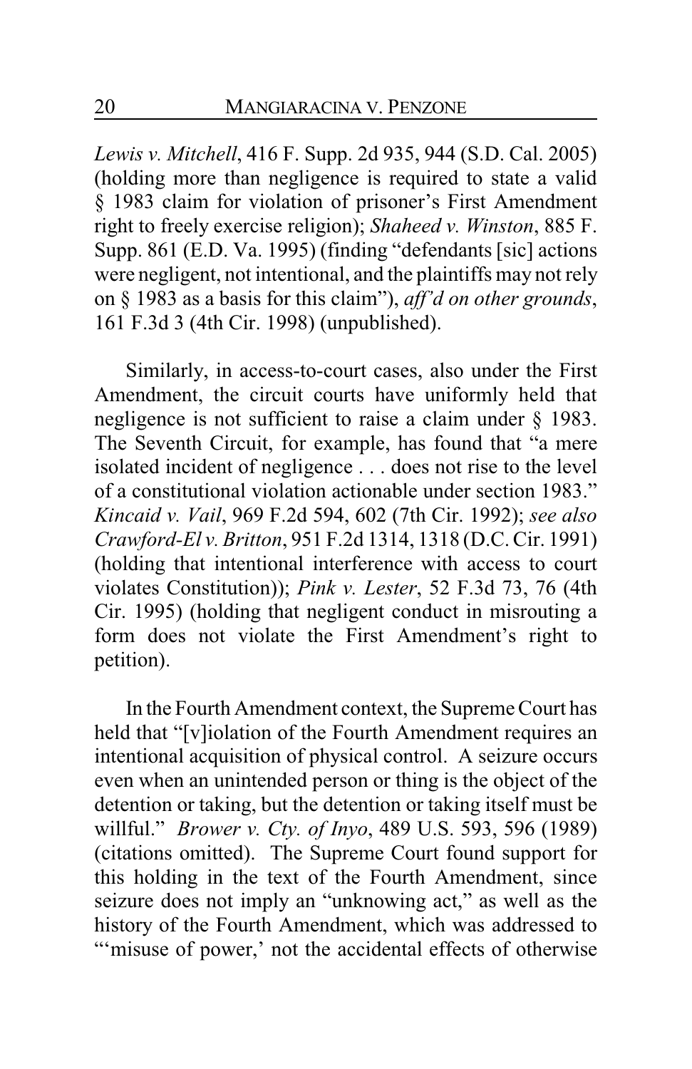*Lewis v. Mitchell*, 416 F. Supp. 2d 935, 944 (S.D. Cal. 2005) (holding more than negligence is required to state a valid § 1983 claim for violation of prisoner's First Amendment right to freely exercise religion); *Shaheed v. Winston*, 885 F. Supp. 861 (E.D. Va. 1995) (finding "defendants [sic] actions were negligent, not intentional, and the plaintiffs may not rely on § 1983 as a basis for this claim"), *aff'd on other grounds*, 161 F.3d 3 (4th Cir. 1998) (unpublished).

Similarly, in access-to-court cases, also under the First Amendment, the circuit courts have uniformly held that negligence is not sufficient to raise a claim under § 1983. The Seventh Circuit, for example, has found that "a mere isolated incident of negligence . . . does not rise to the level of a constitutional violation actionable under section 1983." *Kincaid v. Vail*, 969 F.2d 594, 602 (7th Cir. 1992); *see also Crawford-El v. Britton*, 951 F.2d 1314, 1318 (D.C. Cir. 1991) (holding that intentional interference with access to court violates Constitution)); *Pink v. Lester*, 52 F.3d 73, 76 (4th Cir. 1995) (holding that negligent conduct in misrouting a form does not violate the First Amendment's right to petition).

In the Fourth Amendment context, the Supreme Court has held that "[v]iolation of the Fourth Amendment requires an intentional acquisition of physical control. A seizure occurs even when an unintended person or thing is the object of the detention or taking, but the detention or taking itself must be willful." *Brower v. Cty. of Inyo*, 489 U.S. 593, 596 (1989) (citations omitted). The Supreme Court found support for this holding in the text of the Fourth Amendment, since seizure does not imply an "unknowing act," as well as the history of the Fourth Amendment, which was addressed to "'misuse of power,' not the accidental effects of otherwise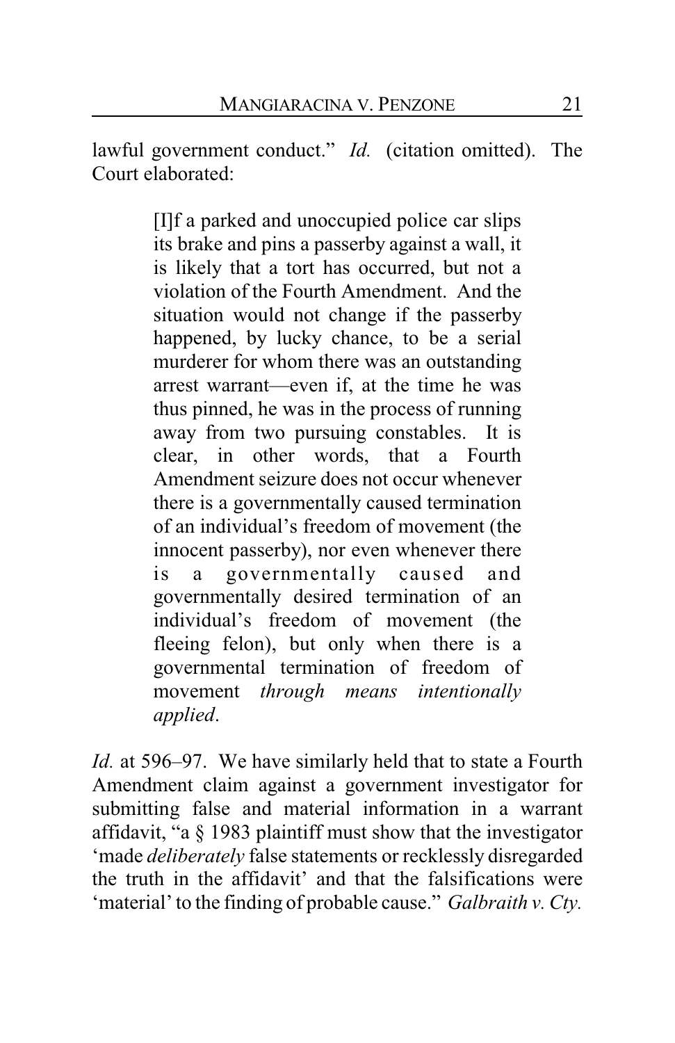lawful government conduct." *Id.* (citation omitted). The Court elaborated:

> [I]f a parked and unoccupied police car slips its brake and pins a passerby against a wall, it is likely that a tort has occurred, but not a violation of the Fourth Amendment. And the situation would not change if the passerby happened, by lucky chance, to be a serial murderer for whom there was an outstanding arrest warrant—even if, at the time he was thus pinned, he was in the process of running away from two pursuing constables. It is clear, in other words, that a Fourth Amendment seizure does not occur whenever there is a governmentally caused termination of an individual's freedom of movement (the innocent passerby), nor even whenever there is a governmentally caused and governmentally desired termination of an individual's freedom of movement (the fleeing felon), but only when there is a governmental termination of freedom of movement *through means intentionally applied*.

*Id.* at 596–97. We have similarly held that to state a Fourth Amendment claim against a government investigator for submitting false and material information in a warrant affidavit, "a § 1983 plaintiff must show that the investigator 'made *deliberately* false statements or recklessly disregarded the truth in the affidavit' and that the falsifications were 'material' to the finding of probable cause." *Galbraith v. Cty.*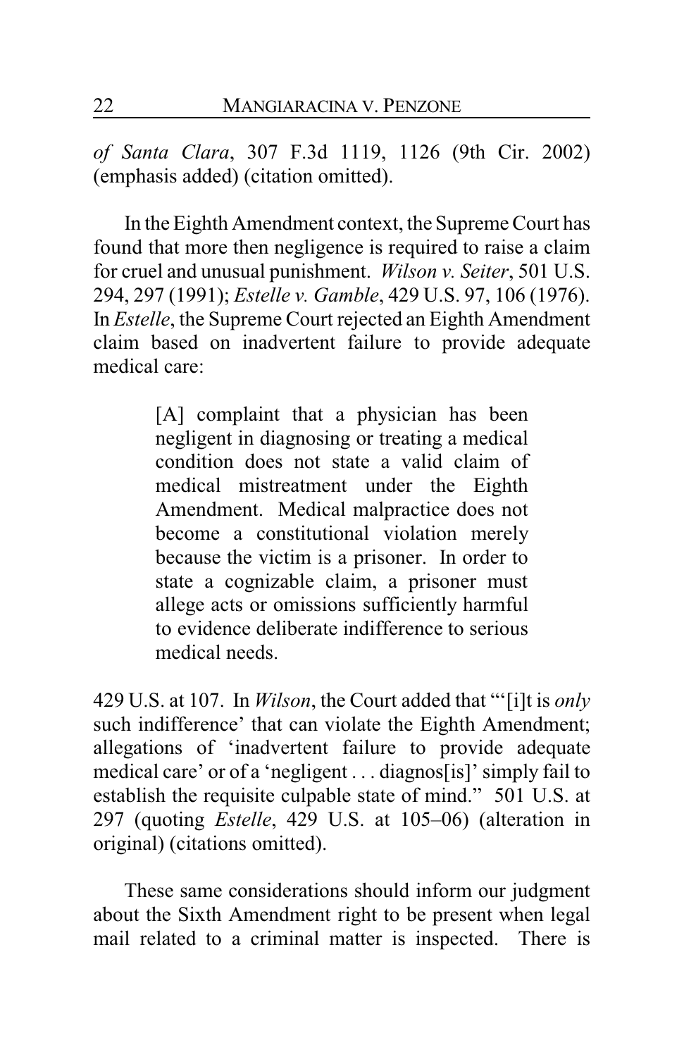*of Santa Clara*, 307 F.3d 1119, 1126 (9th Cir. 2002) (emphasis added) (citation omitted).

In the Eighth Amendment context, the Supreme Court has found that more then negligence is required to raise a claim for cruel and unusual punishment. *Wilson v. Seiter*, 501 U.S. 294, 297 (1991); *Estelle v. Gamble*, 429 U.S. 97, 106 (1976). In *Estelle*, the Supreme Court rejected an Eighth Amendment claim based on inadvertent failure to provide adequate medical care:

> [A] complaint that a physician has been negligent in diagnosing or treating a medical condition does not state a valid claim of medical mistreatment under the Eighth Amendment. Medical malpractice does not become a constitutional violation merely because the victim is a prisoner. In order to state a cognizable claim, a prisoner must allege acts or omissions sufficiently harmful to evidence deliberate indifference to serious medical needs.

429 U.S. at 107. In *Wilson*, the Court added that "'[i]t is *only* such indifference' that can violate the Eighth Amendment; allegations of 'inadvertent failure to provide adequate medical care' or of a 'negligent . . . diagnos[is]' simply fail to establish the requisite culpable state of mind." 501 U.S. at 297 (quoting *Estelle*, 429 U.S. at 105–06) (alteration in original) (citations omitted).

These same considerations should inform our judgment about the Sixth Amendment right to be present when legal mail related to a criminal matter is inspected. There is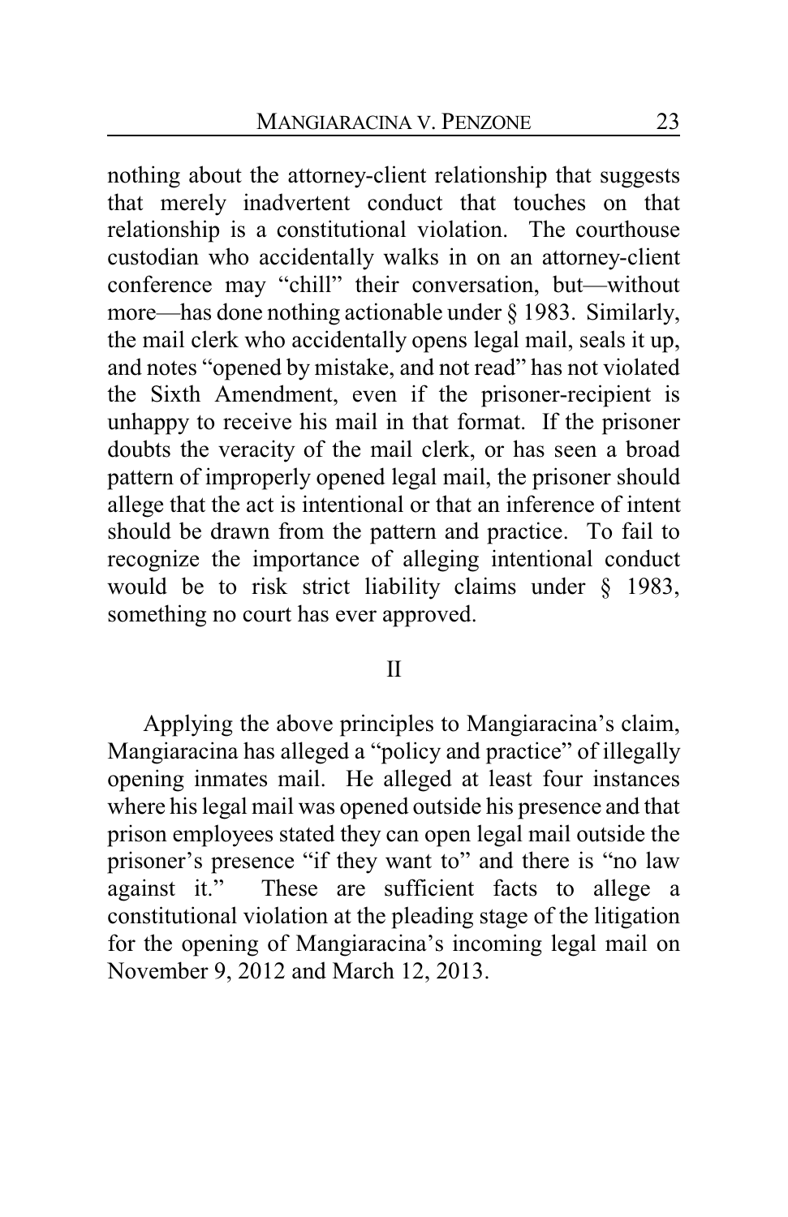nothing about the attorney-client relationship that suggests that merely inadvertent conduct that touches on that relationship is a constitutional violation. The courthouse custodian who accidentally walks in on an attorney-client conference may "chill" their conversation, but—without more—has done nothing actionable under § 1983. Similarly, the mail clerk who accidentally opens legal mail, seals it up, and notes "opened by mistake, and not read" has not violated the Sixth Amendment, even if the prisoner-recipient is unhappy to receive his mail in that format. If the prisoner doubts the veracity of the mail clerk, or has seen a broad pattern of improperly opened legal mail, the prisoner should allege that the act is intentional or that an inference of intent should be drawn from the pattern and practice. To fail to recognize the importance of alleging intentional conduct would be to risk strict liability claims under § 1983, something no court has ever approved.

## II

Applying the above principles to Mangiaracina's claim, Mangiaracina has alleged a "policy and practice" of illegally opening inmates mail. He alleged at least four instances where his legal mail was opened outside his presence and that prison employees stated they can open legal mail outside the prisoner's presence "if they want to" and there is "no law against it." These are sufficient facts to allege a constitutional violation at the pleading stage of the litigation for the opening of Mangiaracina's incoming legal mail on November 9, 2012 and March 12, 2013.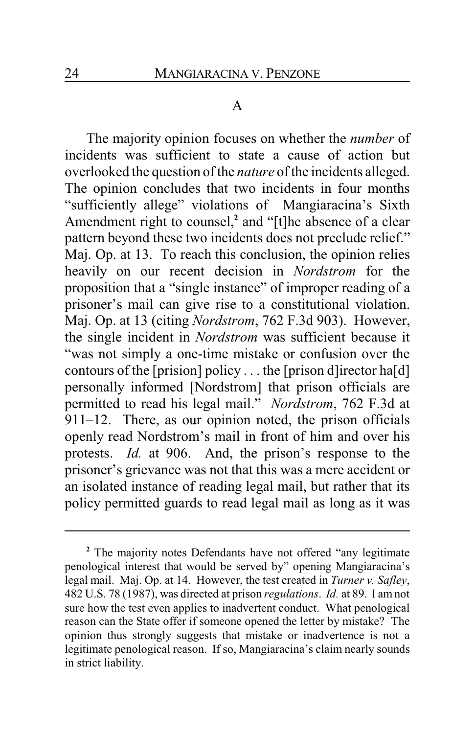### A

The majority opinion focuses on whether the *number* of incidents was sufficient to state a cause of action but overlooked the question of the *nature* of the incidents alleged. The opinion concludes that two incidents in four months "sufficiently allege" violations of Mangiaracina's Sixth Amendment right to counsel,[2] and "[t]he absence of a clear pattern beyond these two incidents does not preclude relief." Maj. Op. at 13. To reach this conclusion, the opinion relies heavily on our recent decision in *Nordstrom* for the proposition that a "single instance" of improper reading of a prisoner's mail can give rise to a constitutional violation. Maj. Op. at 13 (citing *Nordstrom*, 762 F.3d 903). However, the single incident in *Nordstrom* was sufficient because it "was not simply a one-time mistake or confusion over the contours of the [prision] policy . . . the [prison d]irector ha[d] personally informed [Nordstrom] that prison officials are permitted to read his legal mail." *Nordstrom*, 762 F.3d at 911–12. There, as our opinion noted, the prison officials openly read Nordstrom's mail in front of him and over his protests. *Id.* at 906. And, the prison's response to the prisoner's grievance was not that this was a mere accident or an isolated instance of reading legal mail, but rather that its policy permitted guards to read legal mail as long as it was

---

[2] The majority notes Defendants have not offered "any legitimate penological interest that would be served by" opening Mangiaracina's legal mail. Maj. Op. at 14. However, the test created in *Turner v. Safley*, 482 U.S. 78 (1987), was directed at prison *regulations*. *Id.* at 89. I am not sure how the test even applies to inadvertent conduct. What penological reason can the State offer if someone opened the letter by mistake? The opinion thus strongly suggests that mistake or inadvertence is not a legitimate penological reason. If so, Mangiaracina's claim nearly sounds in strict liability.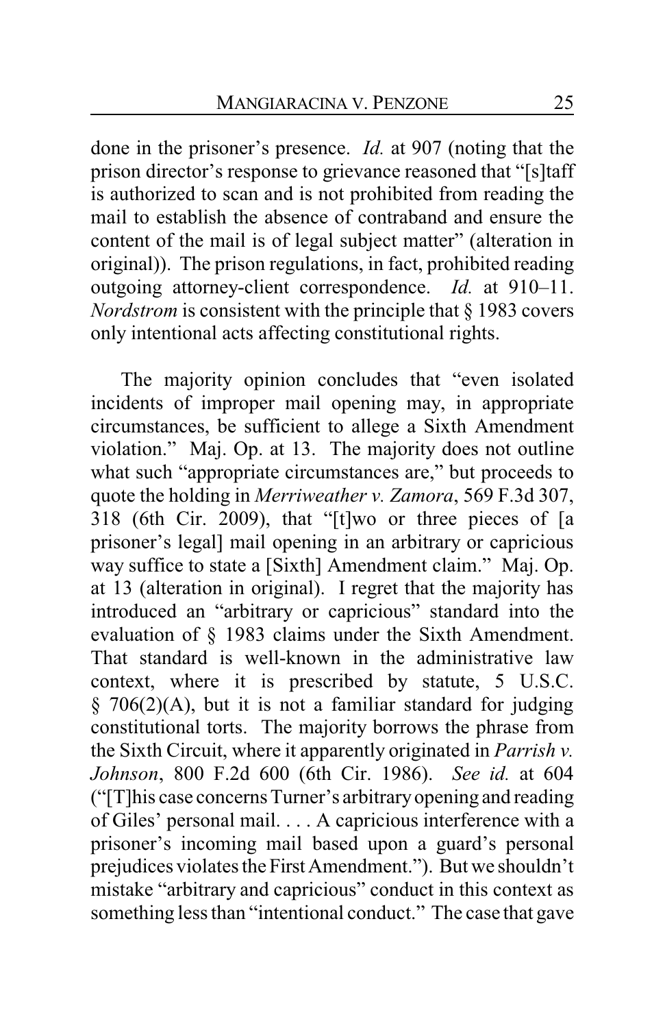done in the prisoner's presence. *Id.* at 907 (noting that the prison director's response to grievance reasoned that "[s]taff is authorized to scan and is not prohibited from reading the mail to establish the absence of contraband and ensure the content of the mail is of legal subject matter" (alteration in original)). The prison regulations, in fact, prohibited reading outgoing attorney-client correspondence. *Id.* at 910–11. *Nordstrom* is consistent with the principle that § 1983 covers only intentional acts affecting constitutional rights.

The majority opinion concludes that "even isolated incidents of improper mail opening may, in appropriate circumstances, be sufficient to allege a Sixth Amendment violation." Maj. Op. at 13. The majority does not outline what such "appropriate circumstances are," but proceeds to quote the holding in *Merriweather v. Zamora*, 569 F.3d 307, 318 (6th Cir. 2009), that "[t]wo or three pieces of [a prisoner's legal] mail opening in an arbitrary or capricious way suffice to state a [Sixth] Amendment claim." Maj. Op. at 13 (alteration in original). I regret that the majority has introduced an "arbitrary or capricious" standard into the evaluation of § 1983 claims under the Sixth Amendment. That standard is well-known in the administrative law context, where it is prescribed by statute, 5 U.S.C. § 706(2)(A), but it is not a familiar standard for judging constitutional torts. The majority borrows the phrase from the Sixth Circuit, where it apparently originated in *Parrish v. Johnson*, 800 F.2d 600 (6th Cir. 1986). *See id.* at 604 ("[T]his case concerns Turner's arbitrary opening and reading of Giles' personal mail. . . . A capricious interference with a prisoner's incoming mail based upon a guard's personal prejudices violates the First Amendment."). But we shouldn't mistake "arbitrary and capricious" conduct in this context as something less than "intentional conduct." The case that gave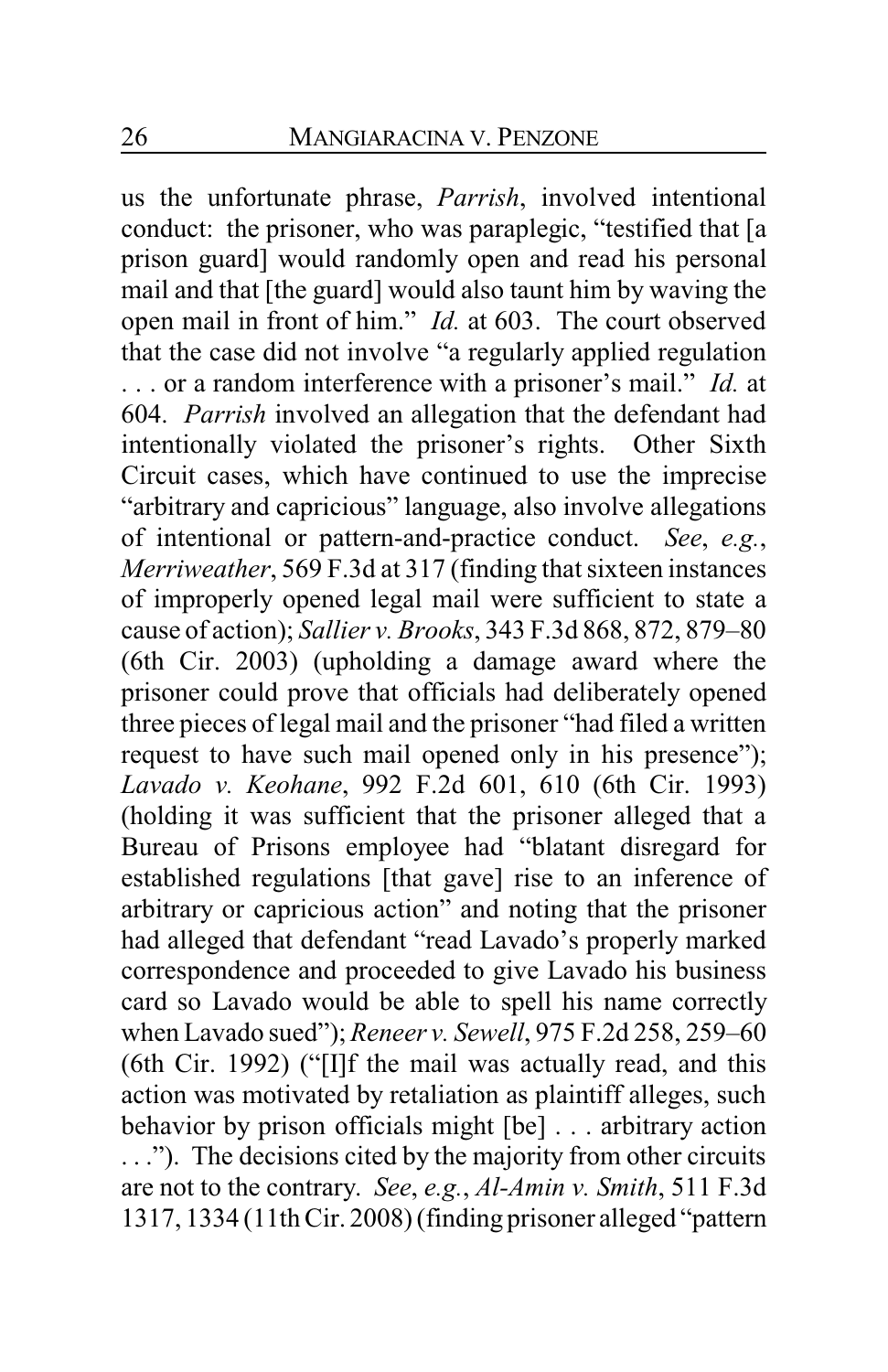us the unfortunate phrase, *Parrish*, involved intentional conduct: the prisoner, who was paraplegic, "testified that [a prison guard] would randomly open and read his personal mail and that [the guard] would also taunt him by waving the open mail in front of him." *Id.* at 603. The court observed that the case did not involve "a regularly applied regulation . . . or a random interference with a prisoner's mail." *Id.* at 604. *Parrish* involved an allegation that the defendant had intentionally violated the prisoner's rights. Other Sixth Circuit cases, which have continued to use the imprecise "arbitrary and capricious" language, also involve allegations of intentional or pattern-and-practice conduct. *See*, *e.g.*, *Merriweather*, 569 F.3d at 317 (finding that sixteen instances of improperly opened legal mail were sufficient to state a cause of action); *Sallier v. Brooks*, 343 F.3d 868, 872, 879–80 (6th Cir. 2003) (upholding a damage award where the prisoner could prove that officials had deliberately opened three pieces of legal mail and the prisoner "had filed a written request to have such mail opened only in his presence"); *Lavado v. Keohane*, 992 F.2d 601, 610 (6th Cir. 1993) (holding it was sufficient that the prisoner alleged that a Bureau of Prisons employee had "blatant disregard for established regulations [that gave] rise to an inference of arbitrary or capricious action" and noting that the prisoner had alleged that defendant "read Lavado's properly marked correspondence and proceeded to give Lavado his business card so Lavado would be able to spell his name correctly when Lavado sued"); *Reneer v. Sewell*, 975 F.2d 258, 259–60 (6th Cir. 1992) ("[I]f the mail was actually read, and this action was motivated by retaliation as plaintiff alleges, such behavior by prison officials might [be] . . . arbitrary action . . ."). The decisions cited by the majority from other circuits are not to the contrary. *See*, *e.g.*, *Al-Amin v. Smith*, 511 F.3d 1317, 1334 (11th Cir. 2008) (finding prisoner alleged "pattern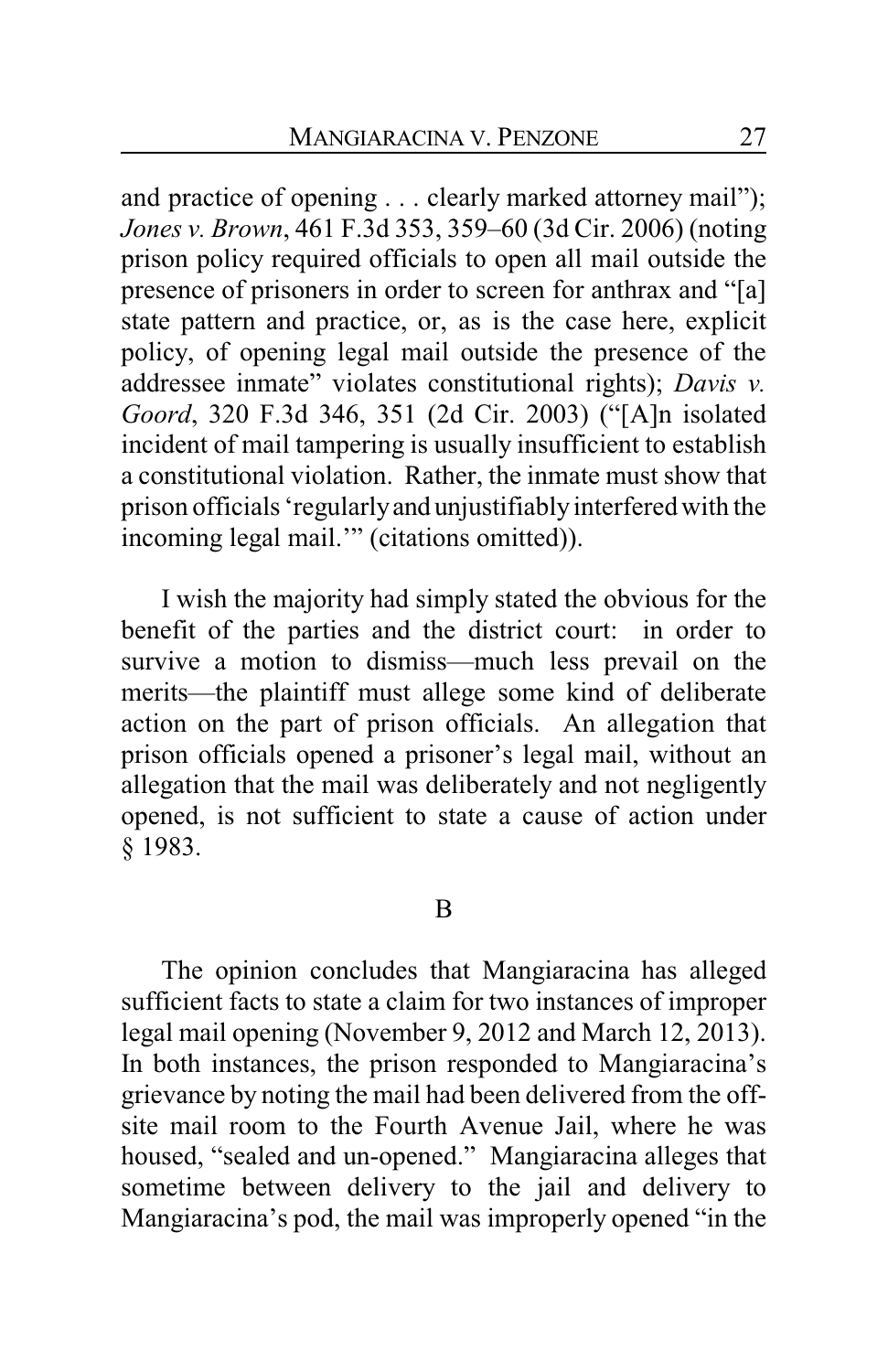and practice of opening . . . clearly marked attorney mail"); *Jones v. Brown*, 461 F.3d 353, 359–60 (3d Cir. 2006) (noting prison policy required officials to open all mail outside the presence of prisoners in order to screen for anthrax and "[a] state pattern and practice, or, as is the case here, explicit policy, of opening legal mail outside the presence of the addressee inmate" violates constitutional rights); *Davis v. Goord*, 320 F.3d 346, 351 (2d Cir. 2003) ("[A]n isolated incident of mail tampering is usually insufficient to establish a constitutional violation. Rather, the inmate must show that prison officials 'regularly and unjustifiably interfered with the incoming legal mail.'" (citations omitted)).

I wish the majority had simply stated the obvious for the benefit of the parties and the district court: in order to survive a motion to dismiss—much less prevail on the merits—the plaintiff must allege some kind of deliberate action on the part of prison officials. An allegation that prison officials opened a prisoner's legal mail, without an allegation that the mail was deliberately and not negligently opened, is not sufficient to state a cause of action under § 1983.

### B

The opinion concludes that Mangiaracina has alleged sufficient facts to state a claim for two instances of improper legal mail opening (November 9, 2012 and March 12, 2013). In both instances, the prison responded to Mangiaracina's grievance by noting the mail had been delivered from the off-site mail room to the Fourth Avenue Jail, where he was housed, "sealed and un-opened." Mangiaracina alleges that sometime between delivery to the jail and delivery to Mangiaracina's pod, the mail was improperly opened "in the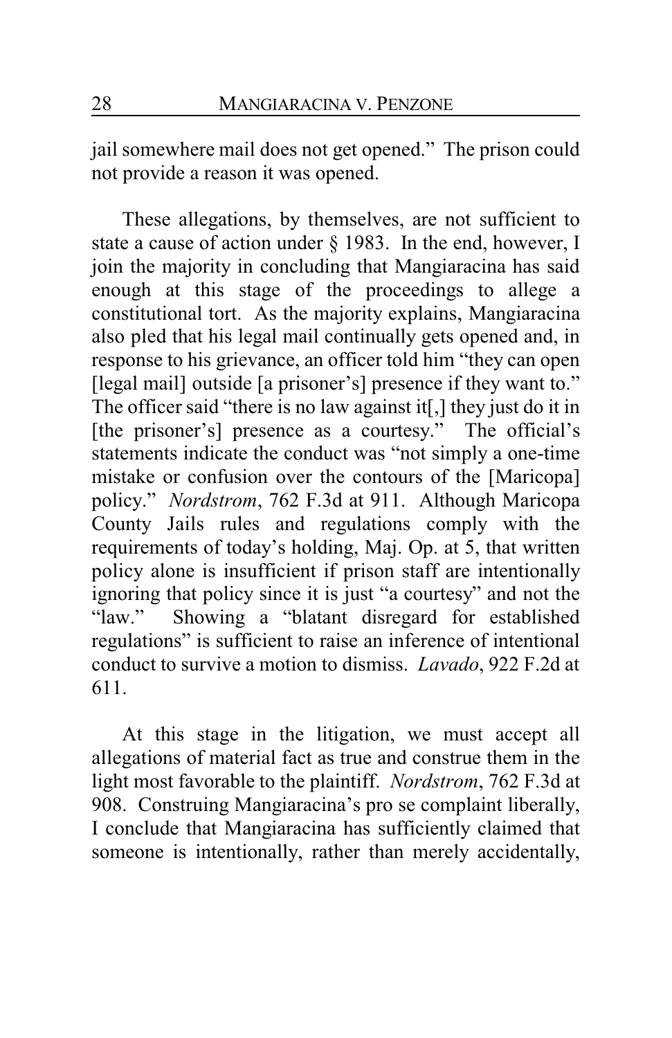jail somewhere mail does not get opened." The prison could not provide a reason it was opened.

These allegations, by themselves, are not sufficient to state a cause of action under § 1983. In the end, however, I join the majority in concluding that Mangiaracina has said enough at this stage of the proceedings to allege a constitutional tort. As the majority explains, Mangiaracina also pled that his legal mail continually gets opened and, in response to his grievance, an officer told him "they can open [legal mail] outside [a prisoner's] presence if they want to." The officer said "there is no law against it[,] they just do it in [the prisoner's] presence as a courtesy." The official's statements indicate the conduct was "not simply a one-time mistake or confusion over the contours of the [Maricopa] policy." *Nordstrom*, 762 F.3d at 911. Although Maricopa County Jails rules and regulations comply with the requirements of today's holding, Maj. Op. at 5, that written policy alone is insufficient if prison staff are intentionally ignoring that policy since it is just "a courtesy" and not the "law." Showing a "blatant disregard for established regulations" is sufficient to raise an inference of intentional conduct to survive a motion to dismiss. *Lavado*, 922 F.2d at 611.

At this stage in the litigation, we must accept all allegations of material fact as true and construe them in the light most favorable to the plaintiff. *Nordstrom*, 762 F.3d at 908. Construing Mangiaracina's pro se complaint liberally, I conclude that Mangiaracina has sufficiently claimed that someone is intentionally, rather than merely accidentally,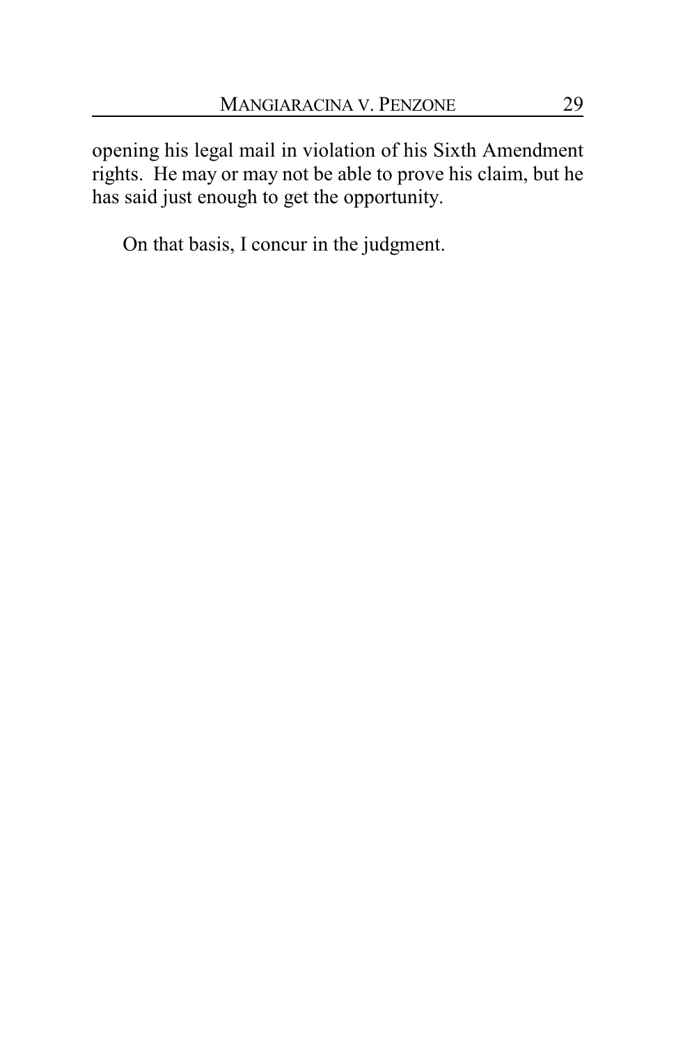opening his legal mail in violation of his Sixth Amendment rights. He may or may not be able to prove his claim, but he has said just enough to get the opportunity.

On that basis, I concur in the judgment.